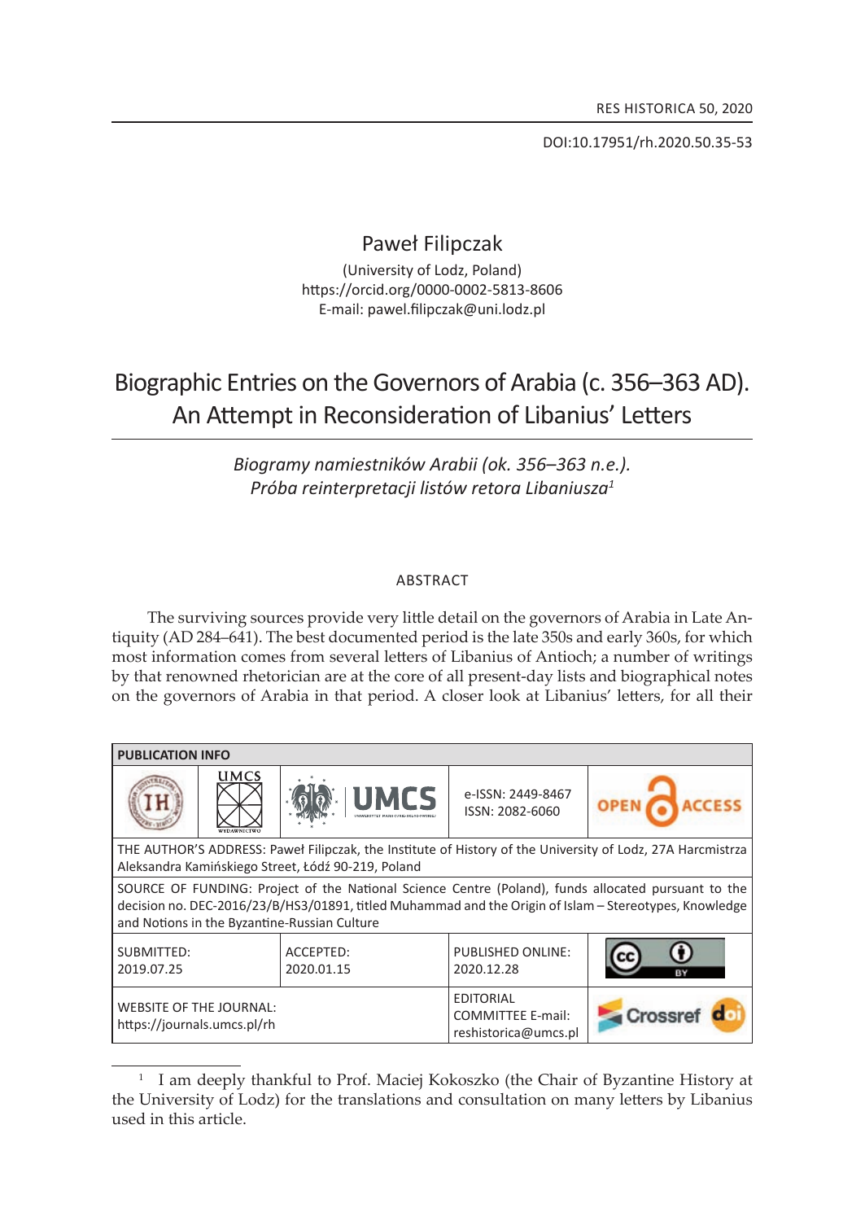DOI:10.17951/rh.2020.50.35-53

Paweł Filipczak

(University of Lodz, Poland)
https://orcid.org/0000-0002-5813-8606
E-mail: pawel.filipczak@uni.lodz.pl

# Biographic Entries on the Governors of Arabia (c. 356–363 AD). An Attempt in Reconsideration of Libanius' Letters

*Biogramy namiestników Arabii (ok. 356–363 n.e.). Próba reinterpretacji listów retora Libaniusza*[1]

## ABSTRACT

The surviving sources provide very little detail on the governors of Arabia in Late Antiquity (AD 284–641). The best documented period is the late 350s and early 360s, for which most information comes from several letters of Libanius of Antioch; a number of writings by that renowned rhetorician are at the core of all present-day lists and biographical notes on the governors of Arabia in that period. A closer look at Libanius' letters, for all their

| PUBLICATION INFO | | | | |
|---|---|---|---|---|
| IH | UMCS WYDAWNICTWO | UMCS | e-ISSN: 2449-8467<br>ISSN: 2082-6060 | OPEN ACCESS |
| THE AUTHOR'S ADDRESS: Paweł Filipczak, the Institute of History of the University of Lodz, 27A Harcmistrza Aleksandra Kamińskiego Street, Łódź 90-219, Poland | | | | |
| SOURCE OF FUNDING: Project of the National Science Centre (Poland), funds allocated pursuant to the decision no. DEC-2016/23/B/HS3/01891, titled Muhammad and the Origin of Islam – Stereotypes, Knowledge and Notions in the Byzantine-Russian Culture | | | | |
| SUBMITTED:<br>2019.07.25 | ACCEPTED:<br>2020.01.15 | PUBLISHED ONLINE:<br>2020.12.28 | | CC BY |
| WEBSITE OF THE JOURNAL:<br>https://journals.umcs.pl/rh | | EDITORIAL COMMITTEE E-mail:<br>reshistorica@umcs.pl | | Crossref doi |

[1] I am deeply thankful to Prof. Maciej Kokoszko (the Chair of Byzantine History at the University of Lodz) for the translations and consultation on many letters by Libanius used in this article.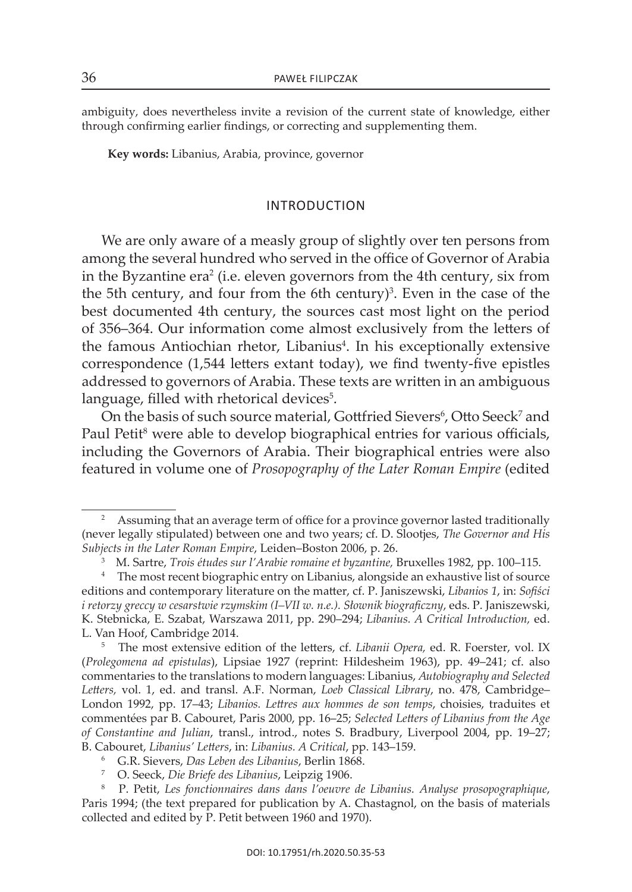ambiguity, does nevertheless invite a revision of the current state of knowledge, either through confirming earlier findings, or correcting and supplementing them.

**Key words:** Libanius, Arabia, province, governor

## INTRODUCTION

We are only aware of a measly group of slightly over ten persons from among the several hundred who served in the office of Governor of Arabia in the Byzantine era[2] (i.e. eleven governors from the 4th century, six from the 5th century, and four from the 6th century)[3]. Even in the case of the best documented 4th century, the sources cast most light on the period of 356–364. Our information come almost exclusively from the letters of the famous Antiochian rhetor, Libanius[4]. In his exceptionally extensive correspondence (1,544 letters extant today), we find twenty-five epistles addressed to governors of Arabia. These texts are written in an ambiguous language, filled with rhetorical devices[5].

On the basis of such source material, Gottfried Sievers[6], Otto Seeck[7] and Paul Petit[8] were able to develop biographical entries for various officials, including the Governors of Arabia. Their biographical entries were also featured in volume one of *Prosopography of the Later Roman Empire* (edited

---

[2] Assuming that an average term of office for a province governor lasted traditionally (never legally stipulated) between one and two years; cf. D. Slootjes, *The Governor and His Subjects in the Later Roman Empire*, Leiden–Boston 2006, p. 26.

[3] M. Sartre, *Trois études sur l'Arabie romaine et byzantine,* Bruxelles 1982, pp. 100–115.

[4] The most recent biographic entry on Libanius, alongside an exhaustive list of source editions and contemporary literature on the matter, cf. P. Janiszewski, *Libanios 1*, in: *Sofiści i retorzy greccy w cesarstwie rzymskim (I–VII w. n.e.). Słownik biograficzny*, eds. P. Janiszewski, K. Stebnicka, E. Szabat, Warszawa 2011, pp. 290–294; *Libanius. A Critical Introduction,* ed. L. Van Hoof, Cambridge 2014.

[5] The most extensive edition of the letters, cf. *Libanii Opera,* ed. R. Foerster, vol. IX (*Prolegomena ad epistulas*), Lipsiae 1927 (reprint: Hildesheim 1963), pp. 49–241; cf. also commentaries to the translations to modern languages: Libanius, *Autobiography and Selected Letters,* vol. 1, ed. and transl. A.F. Norman, *Loeb Classical Library*, no. 478, Cambridge–London 1992, pp. 17–43; *Libanios. Lettres aux hommes de son temps*, choisies, traduites et commentées par B. Cabouret, Paris 2000, pp. 16–25; *Selected Letters of Libanius from the Age of Constantine and Julian*, transl., introd., notes S. Bradbury, Liverpool 2004, pp. 19–27; B. Cabouret, *Libanius' Letters*, in: *Libanius. A Critical*, pp. 143–159.

[6] G.R. Sievers, *Das Leben des Libanius*, Berlin 1868.

[7] O. Seeck, *Die Briefe des Libanius*, Leipzig 1906.

[8] P. Petit, *Les fonctionnaires dans dans l'oeuvre de Libanius. Analyse prosopographique*, Paris 1994; (the text prepared for publication by A. Chastagnol, on the basis of materials collected and edited by P. Petit between 1960 and 1970).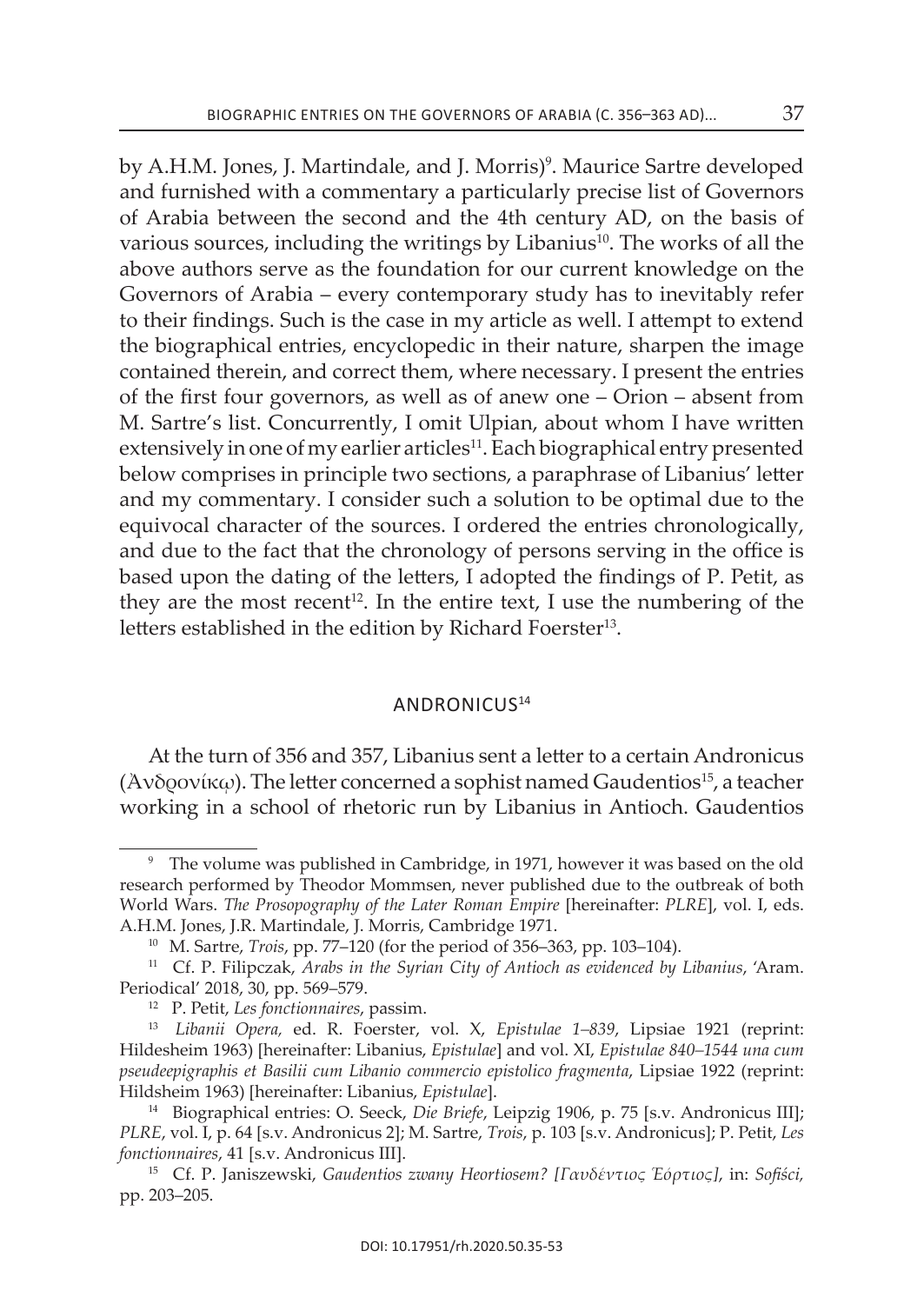by A.H.M. Jones, J. Martindale, and J. Morris)[9]. Maurice Sartre developed and furnished with a commentary a particularly precise list of Governors of Arabia between the second and the 4th century AD, on the basis of various sources, including the writings by Libanius[10]. The works of all the above authors serve as the foundation for our current knowledge on the Governors of Arabia – every contemporary study has to inevitably refer to their findings. Such is the case in my article as well. I attempt to extend the biographical entries, encyclopedic in their nature, sharpen the image contained therein, and correct them, where necessary. I present the entries of the first four governors, as well as of anew one – Orion – absent from M. Sartre's list. Concurrently, I omit Ulpian, about whom I have written extensively in one of my earlier articles[11]. Each biographical entry presented below comprises in principle two sections, a paraphrase of Libanius' letter and my commentary. I consider such a solution to be optimal due to the equivocal character of the sources. I ordered the entries chronologically, and due to the fact that the chronology of persons serving in the office is based upon the dating of the letters, I adopted the findings of P. Petit, as they are the most recent[12]. In the entire text, I use the numbering of the letters established in the edition by Richard Foerster[13].

## ANDRONICUS[14]

At the turn of 356 and 357, Libanius sent a letter to a certain Andronicus (Ἀνδρονίκῳ). The letter concerned a sophist named Gaudentios[15], a teacher working in a school of rhetoric run by Libanius in Antioch. Gaudentios

---

[9] The volume was published in Cambridge, in 1971, however it was based on the old research performed by Theodor Mommsen, never published due to the outbreak of both World Wars. *The Prosopography of the Later Roman Empire* [hereinafter: *PLRE*], vol. I, eds. A.H.M. Jones, J.R. Martindale, J. Morris, Cambridge 1971.

[10] M. Sartre, *Trois*, pp. 77–120 (for the period of 356–363, pp. 103–104).

[11] Cf. P. Filipczak, *Arabs in the Syrian City of Antioch as evidenced by Libanius*, 'Aram. Periodical' 2018, 30, pp. 569–579.

[12] P. Petit, *Les fonctionnaires*, passim.

[13] *Libanii Opera*, ed. R. Foerster, vol. X, *Epistulae 1–839*, Lipsiae 1921 (reprint: Hildesheim 1963) [hereinafter: Libanius, *Epistulae*] and vol. XI, *Epistulae 840–1544 una cum pseudeepigraphis et Basilii cum Libanio commercio epistolico fragmenta*, Lipsiae 1922 (reprint: Hildsheim 1963) [hereinafter: Libanius, *Epistulae*].

[14] Biographical entries: O. Seeck, *Die Briefe*, Leipzig 1906, p. 75 [s.v. Andronicus III]; *PLRE*, vol. I, p. 64 [s.v. Andronicus 2]; M. Sartre, *Trois*, p. 103 [s.v. Andronicus]; P. Petit, *Les fonctionnaires*, 41 [s.v. Andronicus III].

[15] Cf. P. Janiszewski, *Gaudentios zwany Heortiosem? [Γαυδέντιος Ἑόρτιος]*, in: *Sofiści*, pp. 203–205.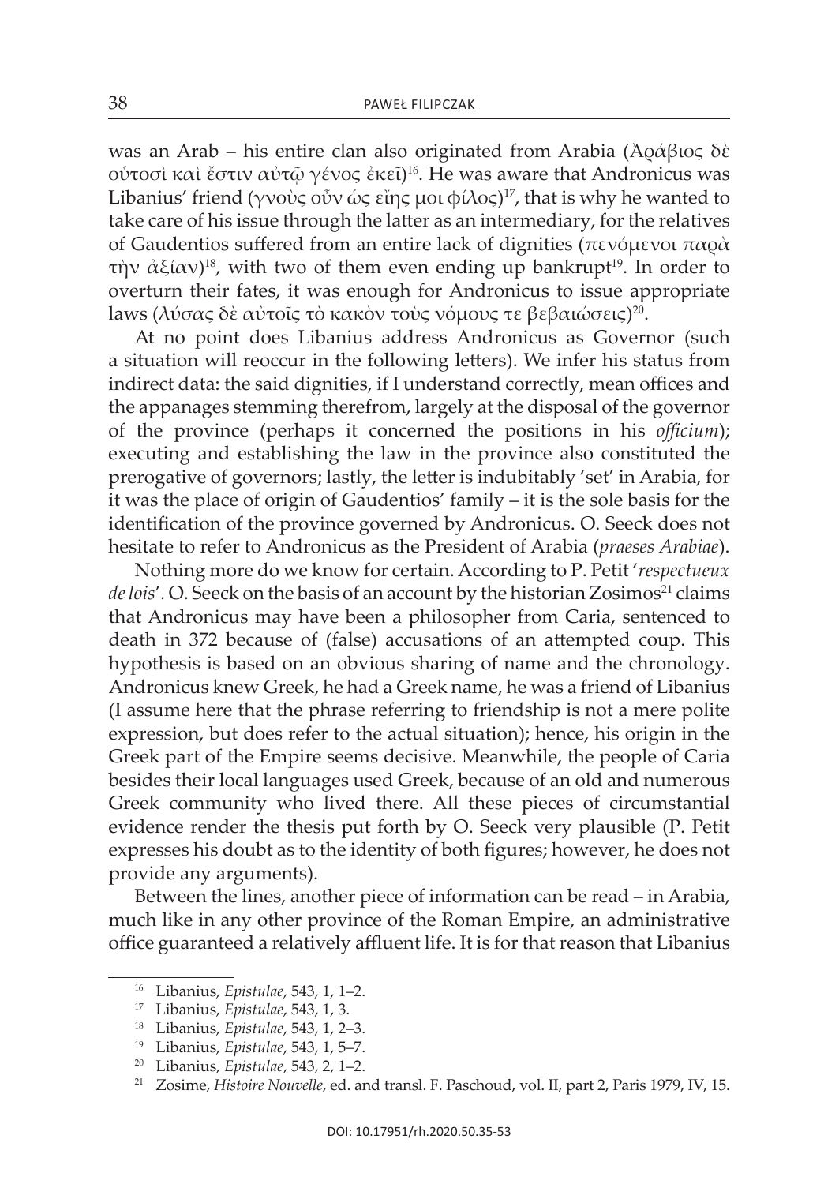was an Arab – his entire clan also originated from Arabia (Ἀράβιος δὲ οὑτοσὶ καὶ ἔστιν αὐτῷ γένος ἐκεῖ)[16]. He was aware that Andronicus was Libanius' friend (γνοὺς οὖν ὡς εἴης μοι φίλος)[17], that is why he wanted to take care of his issue through the latter as an intermediary, for the relatives of Gaudentios suffered from an entire lack of dignities (πενόμενοι παρὰ τὴν ἀξίαν)[18], with two of them even ending up bankrupt[19]. In order to overturn their fates, it was enough for Andronicus to issue appropriate laws (λύσας δὲ αὐτοῖς τὸ κακὸν τοὺς νόμους τε βεβαιώσεις)[20].

At no point does Libanius address Andronicus as Governor (such a situation will reoccur in the following letters). We infer his status from indirect data: the said dignities, if I understand correctly, mean offices and the appanages stemming therefrom, largely at the disposal of the governor of the province (perhaps it concerned the positions in his *officium*); executing and establishing the law in the province also constituted the prerogative of governors; lastly, the letter is indubitably 'set' in Arabia, for it was the place of origin of Gaudentios' family – it is the sole basis for the identification of the province governed by Andronicus. O. Seeck does not hesitate to refer to Andronicus as the President of Arabia (*praeses Arabiae*).

Nothing more do we know for certain. According to P. Petit '*respectueux de lois*'. O. Seeck on the basis of an account by the historian Zosimos[21] claims that Andronicus may have been a philosopher from Caria, sentenced to death in 372 because of (false) accusations of an attempted coup. This hypothesis is based on an obvious sharing of name and the chronology. Andronicus knew Greek, he had a Greek name, he was a friend of Libanius (I assume here that the phrase referring to friendship is not a mere polite expression, but does refer to the actual situation); hence, his origin in the Greek part of the Empire seems decisive. Meanwhile, the people of Caria besides their local languages used Greek, because of an old and numerous Greek community who lived there. All these pieces of circumstantial evidence render the thesis put forth by O. Seeck very plausible (P. Petit expresses his doubt as to the identity of both figures; however, he does not provide any arguments).

Between the lines, another piece of information can be read – in Arabia, much like in any other province of the Roman Empire, an administrative office guaranteed a relatively affluent life. It is for that reason that Libanius

---

[16] Libanius, *Epistulae*, 543, 1, 1–2.

[17] Libanius, *Epistulae*, 543, 1, 3.

[18] Libanius, *Epistulae*, 543, 1, 2–3.

[19] Libanius, *Epistulae*, 543, 1, 5–7.

[20] Libanius, *Epistulae*, 543, 2, 1–2.

[21] Zosime, *Histoire Nouvelle*, ed. and transl. F. Paschoud, vol. II, part 2, Paris 1979, IV, 15.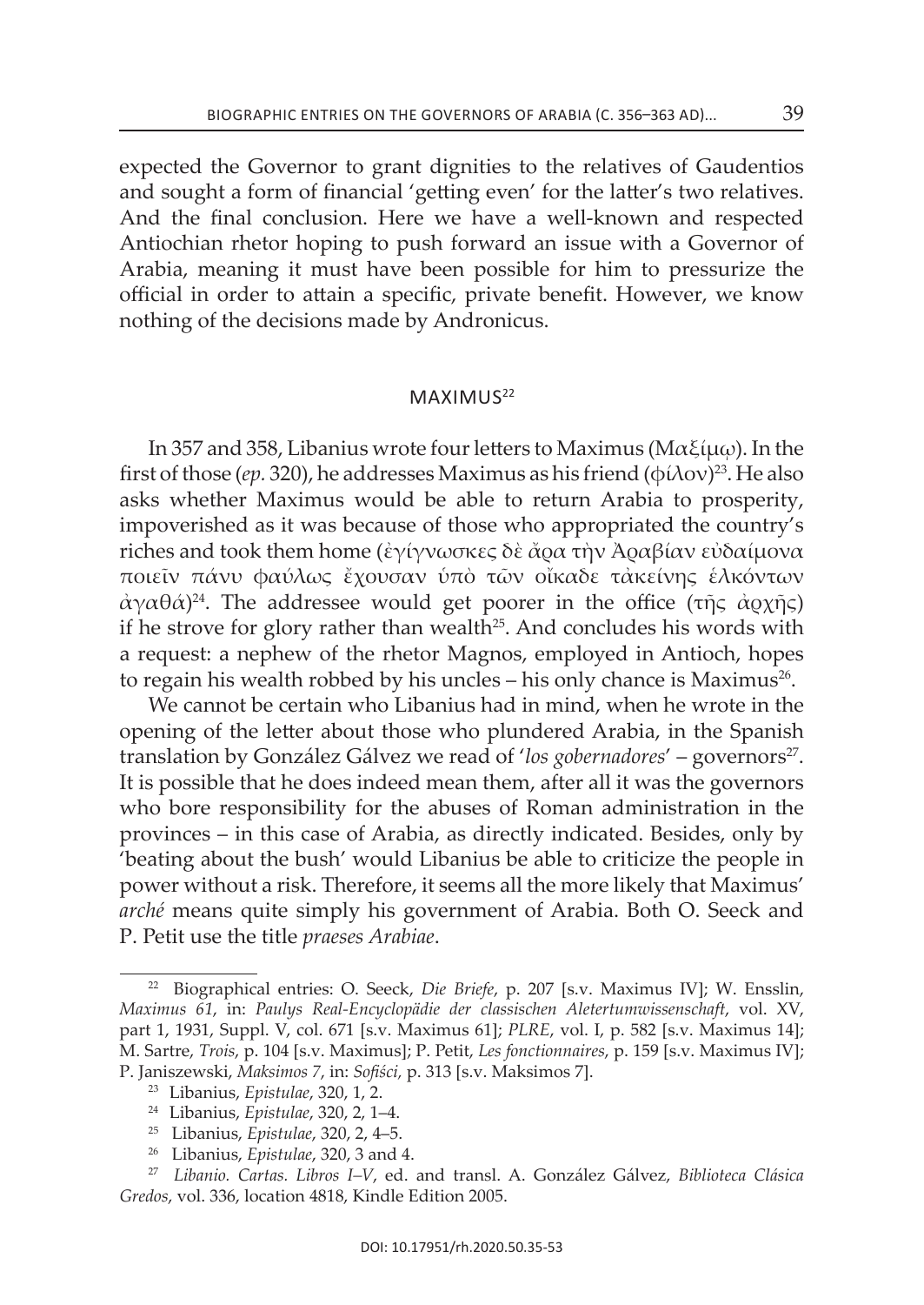expected the Governor to grant dignities to the relatives of Gaudentios and sought a form of financial 'getting even' for the latter's two relatives. And the final conclusion. Here we have a well-known and respected Antiochian rhetor hoping to push forward an issue with a Governor of Arabia, meaning it must have been possible for him to pressurize the official in order to attain a specific, private benefit. However, we know nothing of the decisions made by Andronicus.

## MAXIMUS[22]

In 357 and 358, Libanius wrote four letters to Maximus (Μαξίμῳ). In the first of those (*ep.* 320), he addresses Maximus as his friend (φίλον)[23]. He also asks whether Maximus would be able to return Arabia to prosperity, impoverished as it was because of those who appropriated the country's riches and took them home (ἐγίγνωσκες δὲ ἄρα τὴν Ἀραβίαν εὐδαίμονα ποιεῖν πάνυ φαύλως ἔχουσαν ὑπὸ τῶν οἴκαδε τἀκείνης ἑλκόντων ἀγαθά)[24]. The addressee would get poorer in the office (τῆς ἀρχῆς) if he strove for glory rather than wealth[25]. And concludes his words with a request: a nephew of the rhetor Magnos, employed in Antioch, hopes to regain his wealth robbed by his uncles – his only chance is Maximus[26].

We cannot be certain who Libanius had in mind, when he wrote in the opening of the letter about those who plundered Arabia, in the Spanish translation by González Gálvez we read of '*los gobernadores*' – governors[27]. It is possible that he does indeed mean them, after all it was the governors who bore responsibility for the abuses of Roman administration in the provinces – in this case of Arabia, as directly indicated. Besides, only by 'beating about the bush' would Libanius be able to criticize the people in power without a risk. Therefore, it seems all the more likely that Maximus' *arché* means quite simply his government of Arabia. Both O. Seeck and P. Petit use the title *praeses Arabiae*.

---

[22] Biographical entries: O. Seeck, *Die Briefe*, p. 207 [s.v. Maximus IV]; W. Ensslin, *Maximus 61*, in: *Paulys Real-Encyclopädie der classischen Aletertumwissenschaft*, vol. XV, part 1, 1931, Suppl. V, col. 671 [s.v. Maximus 61]; *PLRE*, vol. I, p. 582 [s.v. Maximus 14]; M. Sartre, *Trois*, p. 104 [s.v. Maximus]; P. Petit, *Les fonctionnaires*, p. 159 [s.v. Maximus IV]; P. Janiszewski, *Maksimos 7*, in: *Sofiści,* p. 313 [s.v. Maksimos 7].

[23] Libanius, *Epistulae*, 320, 1, 2.

[24] Libanius, *Epistulae*, 320, 2, 1–4.

[25] Libanius, *Epistulae*, 320, 2, 4–5.

[26] Libanius, *Epistulae*, 320, 3 and 4.

[27] *Libanio. Cartas. Libros I–V*, ed. and transl. A. González Gálvez, *Biblioteca Clásica Gredos*, vol. 336, location 4818, Kindle Edition 2005.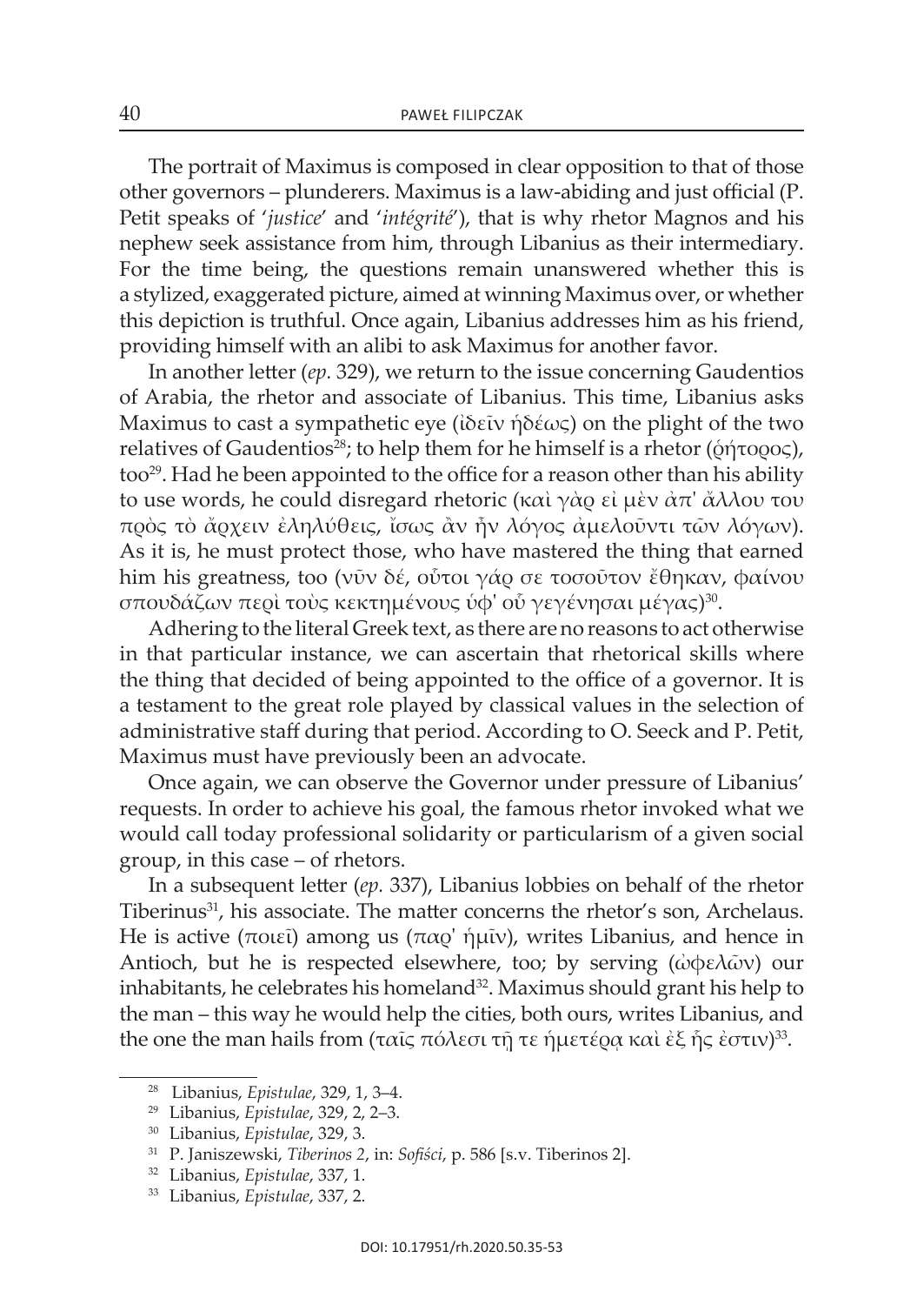The portrait of Maximus is composed in clear opposition to that of those other governors – plunderers. Maximus is a law-abiding and just official (P. Petit speaks of '*justice*' and '*intégrité*'), that is why rhetor Magnos and his nephew seek assistance from him, through Libanius as their intermediary. For the time being, the questions remain unanswered whether this is a stylized, exaggerated picture, aimed at winning Maximus over, or whether this depiction is truthful. Once again, Libanius addresses him as his friend, providing himself with an alibi to ask Maximus for another favor.

In another letter (*ep.* 329), we return to the issue concerning Gaudentios of Arabia, the rhetor and associate of Libanius. This time, Libanius asks Maximus to cast a sympathetic eye (ἰδεῖν ἡδέως) on the plight of the two relatives of Gaudentios[28]; to help them for he himself is a rhetor (ῥήτορος), too[29]. Had he been appointed to the office for a reason other than his ability to use words, he could disregard rhetoric (καὶ γὰρ εἰ μὲν ἀπ' ἄλλου του πρὸς τὸ ἄρχειν ἐληλύθεις, ἴσως ἂν ἦν λόγος ἀμελοῦντι τῶν λόγων). As it is, he must protect those, who have mastered the thing that earned him his greatness, too (νῦν δέ, οὗτοι γάρ σε τοσοῦτον ἔθηκαν, φαίνου σπουδάζων περὶ τοὺς κεκτημένους ὑφ' οὗ γεγένησαι μέγας)[30].

Adhering to the literal Greek text, as there are no reasons to act otherwise in that particular instance, we can ascertain that rhetorical skills where the thing that decided of being appointed to the office of a governor. It is a testament to the great role played by classical values in the selection of administrative staff during that period. According to O. Seeck and P. Petit, Maximus must have previously been an advocate.

Once again, we can observe the Governor under pressure of Libanius' requests. In order to achieve his goal, the famous rhetor invoked what we would call today professional solidarity or particularism of a given social group, in this case – of rhetors.

In a subsequent letter (*ep.* 337), Libanius lobbies on behalf of the rhetor Tiberinus[31], his associate. The matter concerns the rhetor's son, Archelaus. He is active (ποιεῖ) among us (παρ' ἡμῖν), writes Libanius, and hence in Antioch, but he is respected elsewhere, too; by serving (ὠφελῶν) our inhabitants, he celebrates his homeland[32]. Maximus should grant his help to the man – this way he would help the cities, both ours, writes Libanius, and the one the man hails from (ταῖς πόλεσι τῇ τε ἡμετέρᾳ καὶ ἐξ ἧς ἐστιν)[33].

---

[28] Libanius, *Epistulae*, 329, 1, 3–4.

[29] Libanius, *Epistulae*, 329, 2, 2–3.

[30] Libanius, *Epistulae*, 329, 3.

[31] P. Janiszewski, *Tiberinos 2*, in: *Sofiści*, p. 586 [s.v. Tiberinos 2].

[32] Libanius, *Epistulae*, 337, 1.

[33] Libanius, *Epistulae*, 337, 2.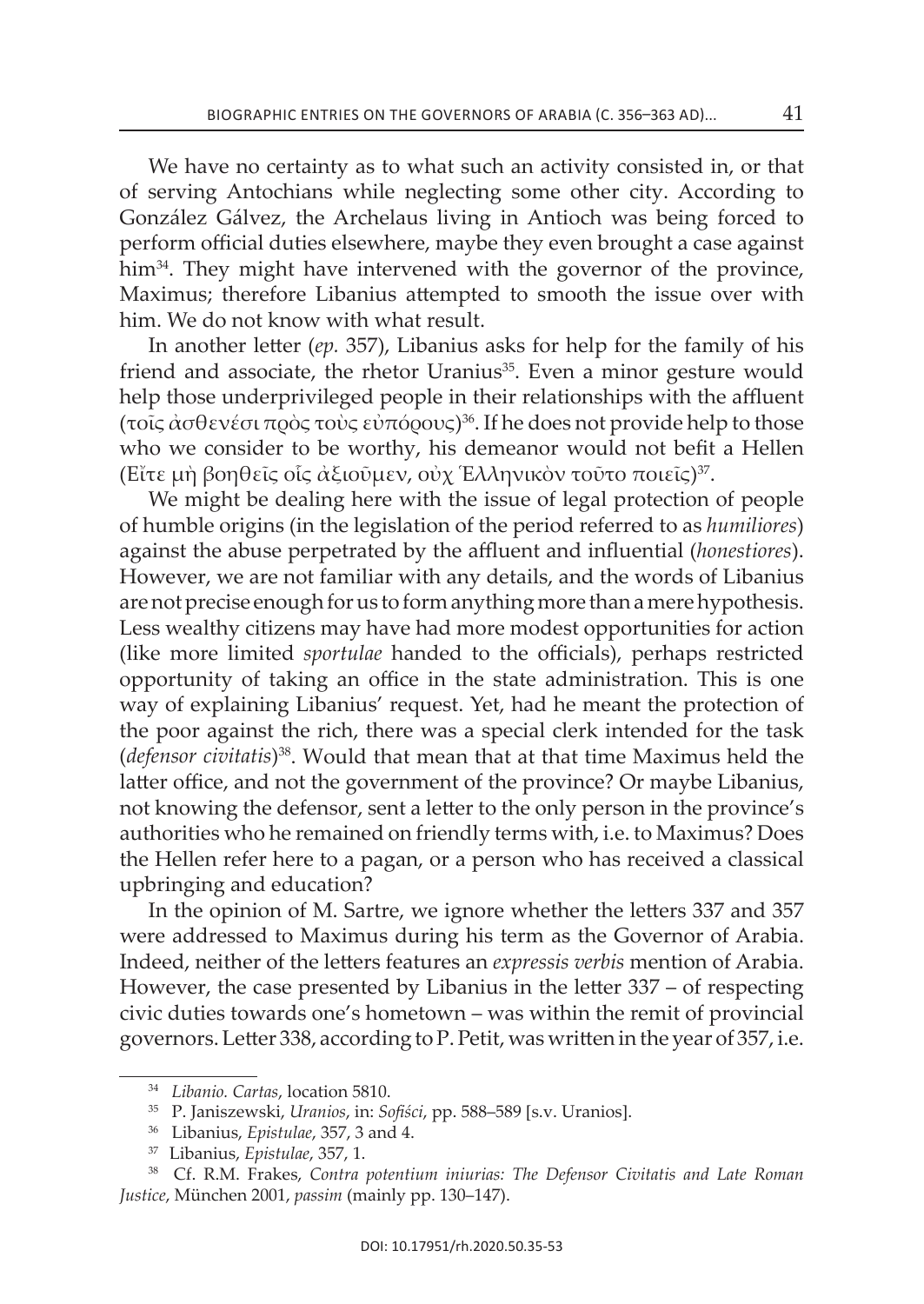We have no certainty as to what such an activity consisted in, or that of serving Antochians while neglecting some other city. According to González Gálvez, the Archelaus living in Antioch was being forced to perform official duties elsewhere, maybe they even brought a case against him[34]. They might have intervened with the governor of the province, Maximus; therefore Libanius attempted to smooth the issue over with him. We do not know with what result.

In another letter (*ep.* 357), Libanius asks for help for the family of his friend and associate, the rhetor Uranius[35]. Even a minor gesture would help those underprivileged people in their relationships with the affluent (τοῖς ἀσθενέσι πρὸς τοὺς εὐπόρους)[36]. If he does not provide help to those who we consider to be worthy, his demeanor would not befit a Hellen (Εἴτε μὴ βοηθεῖς οἷς ἀξιοῦμεν, οὐχ Ἑλληνικὸν τοῦτο ποιεῖς)[37].

We might be dealing here with the issue of legal protection of people of humble origins (in the legislation of the period referred to as *humiliores*) against the abuse perpetrated by the affluent and influential (*honestiores*). However, we are not familiar with any details, and the words of Libanius are not precise enough for us to form anything more than a mere hypothesis. Less wealthy citizens may have had more modest opportunities for action (like more limited *sportulae* handed to the officials), perhaps restricted opportunity of taking an office in the state administration. This is one way of explaining Libanius' request. Yet, had he meant the protection of the poor against the rich, there was a special clerk intended for the task (*defensor civitatis*)[38]. Would that mean that at that time Maximus held the latter office, and not the government of the province? Or maybe Libanius, not knowing the defensor, sent a letter to the only person in the province's authorities who he remained on friendly terms with, i.e. to Maximus? Does the Hellen refer here to a pagan, or a person who has received a classical upbringing and education?

In the opinion of M. Sartre, we ignore whether the letters 337 and 357 were addressed to Maximus during his term as the Governor of Arabia. Indeed, neither of the letters features an *expressis verbis* mention of Arabia. However, the case presented by Libanius in the letter 337 – of respecting civic duties towards one's hometown – was within the remit of provincial governors. Letter 338, according to P. Petit, was written in the year of 357, i.e.

---

[34] *Libanio. Cartas*, location 5810.

[35] P. Janiszewski, *Uranios*, in: *Sofiści*, pp. 588–589 [s.v. Uranios].

[36] Libanius, *Epistulae*, 357, 3 and 4.

[37] Libanius, *Epistulae*, 357, 1.

[38] Cf. R.M. Frakes, *Contra potentium iniurias: The Defensor Civitatis and Late Roman Justice*, München 2001, *passim* (mainly pp. 130–147).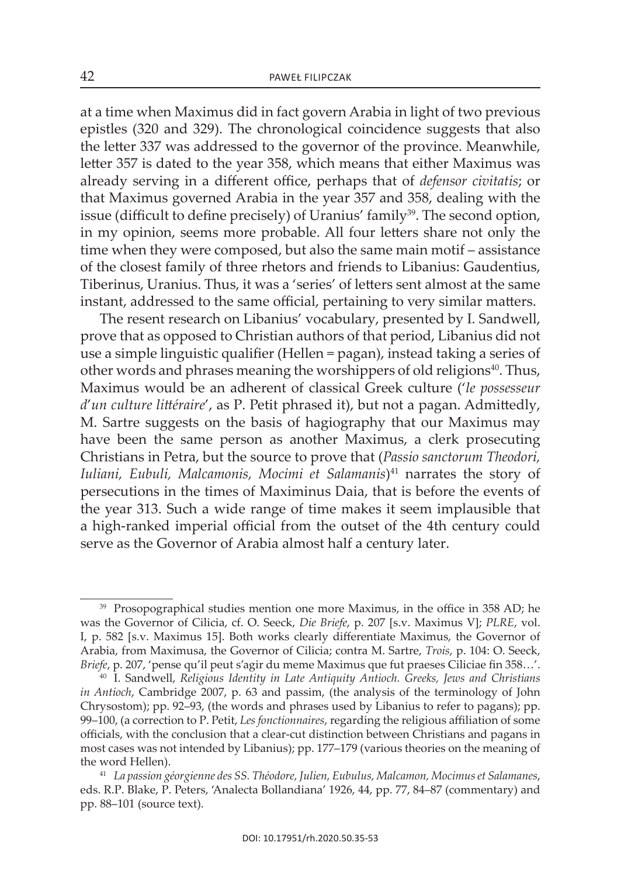at a time when Maximus did in fact govern Arabia in light of two previous epistles (320 and 329). The chronological coincidence suggests that also the letter 337 was addressed to the governor of the province. Meanwhile, letter 357 is dated to the year 358, which means that either Maximus was already serving in a different office, perhaps that of *defensor civitatis*; or that Maximus governed Arabia in the year 357 and 358, dealing with the issue (difficult to define precisely) of Uranius' family[39]. The second option, in my opinion, seems more probable. All four letters share not only the time when they were composed, but also the same main motif – assistance of the closest family of three rhetors and friends to Libanius: Gaudentius, Tiberinus, Uranius. Thus, it was a 'series' of letters sent almost at the same instant, addressed to the same official, pertaining to very similar matters.

The resent research on Libanius' vocabulary, presented by I. Sandwell, prove that as opposed to Christian authors of that period, Libanius did not use a simple linguistic qualifier (Hellen = pagan), instead taking a series of other words and phrases meaning the worshippers of old religions[40]. Thus, Maximus would be an adherent of classical Greek culture ('*le possesseur d'un culture littéraire*', as P. Petit phrased it), but not a pagan. Admittedly, M. Sartre suggests on the basis of hagiography that our Maximus may have been the same person as another Maximus, a clerk prosecuting Christians in Petra, but the source to prove that (*Passio sanctorum Theodori, Iuliani, Eubuli, Malcamonis, Mocimi et Salamanis*)[41] narrates the story of persecutions in the times of Maximinus Daia, that is before the events of the year 313. Such a wide range of time makes it seem implausible that a high-ranked imperial official from the outset of the 4th century could serve as the Governor of Arabia almost half a century later.

---

[39] Prosopographical studies mention one more Maximus, in the office in 358 AD; he was the Governor of Cilicia, cf. O. Seeck, *Die Briefe*, p. 207 [s.v. Maximus V]; *PLRE*, vol. I, p. 582 [s.v. Maximus 15]. Both works clearly differentiate Maximus, the Governor of Arabia, from Maximusa, the Governor of Cilicia; contra M. Sartre, *Trois*, p. 104: O. Seeck, *Briefe*, p. 207, 'pense qu'il peut s'agir du meme Maximus que fut praeses Ciliciae fin 358…'.

[40] I. Sandwell, *Religious Identity in Late Antiquity Antioch. Greeks, Jews and Christians in Antioch*, Cambridge 2007, p. 63 and passim, (the analysis of the terminology of John Chrysostom); pp. 92–93, (the words and phrases used by Libanius to refer to pagans); pp. 99–100, (a correction to P. Petit, *Les fonctionnaires*, regarding the religious affiliation of some officials, with the conclusion that a clear-cut distinction between Christians and pagans in most cases was not intended by Libanius); pp. 177–179 (various theories on the meaning of the word Hellen).

[41] *La passion géorgienne des SS. Théodore, Julien, Eubulus, Malcamon, Mocimus et Salamanes*, eds. R.P. Blake, P. Peters, 'Analecta Bollandiana' 1926, 44, pp. 77, 84–87 (commentary) and pp. 88–101 (source text).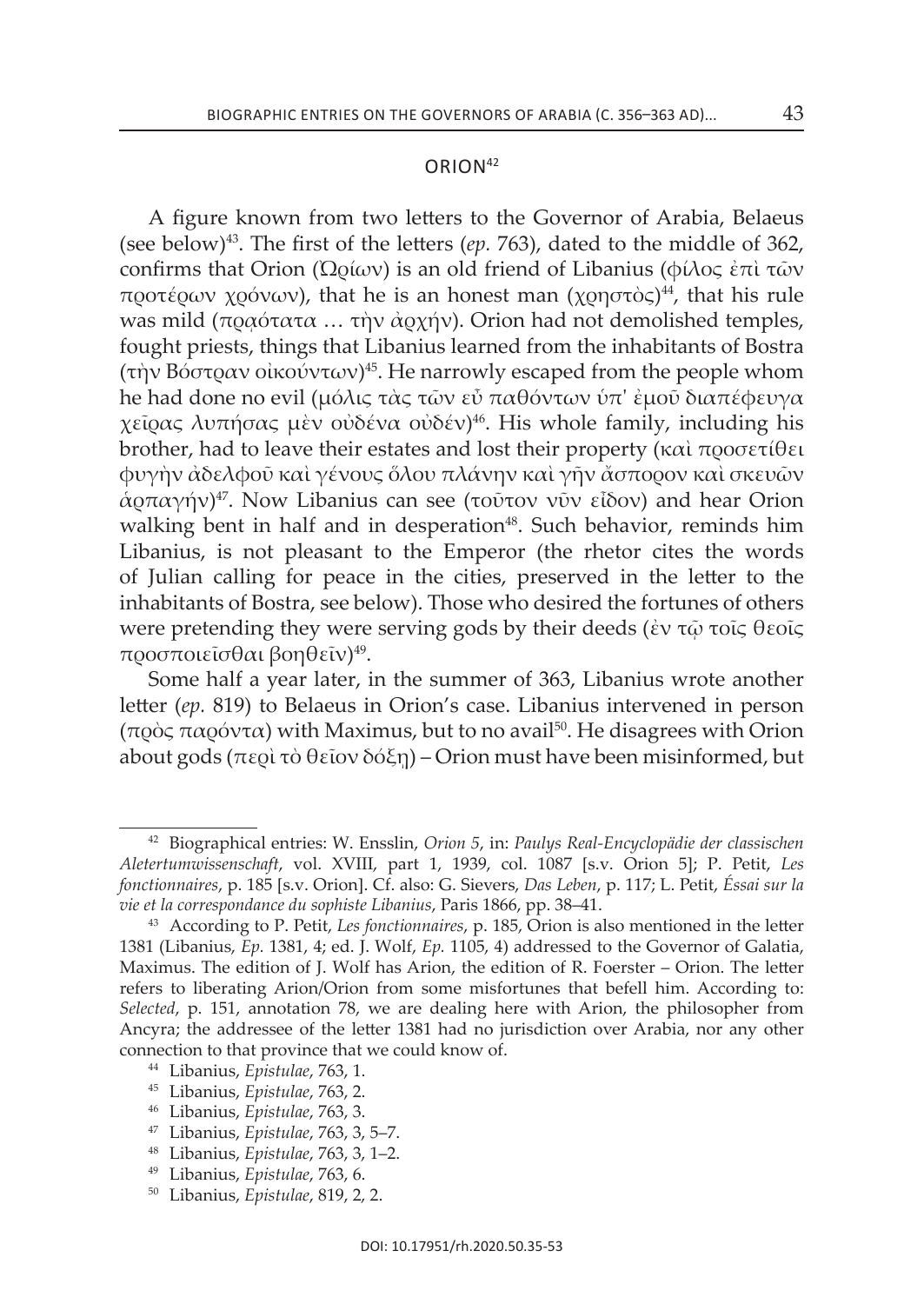## ORION[42]

A figure known from two letters to the Governor of Arabia, Belaeus (see below)[43]. The first of the letters (*ep.* 763), dated to the middle of 362, confirms that Orion (Ὠρίων) is an old friend of Libanius (φίλος ἐπὶ τῶν προτέρων χρόνων), that he is an honest man (χρηστὸς)[44], that his rule was mild (πρᾳότατα … τὴν ἀρχήν). Orion had not demolished temples, fought priests, things that Libanius learned from the inhabitants of Bostra (τὴν Βόστραν οἰκούντων)[45]. He narrowly escaped from the people whom he had done no evil (μόλις τὰς τῶν εὖ παθόντων ὑπ' ἐμοῦ διαπέφευγα χεῖρας λυπήσας μὲν οὐδένα οὐδέν)[46]. His whole family, including his brother, had to leave their estates and lost their property (καὶ προσετίθει φυγὴν ἀδελφοῦ καὶ γένους ὅλου πλάνην καὶ γῆν ἄσπορον καὶ σκευῶν ἁρπαγήν)[47]. Now Libanius can see (τοῦτον νῦν εἶδον) and hear Orion walking bent in half and in desperation[48]. Such behavior, reminds him Libanius, is not pleasant to the Emperor (the rhetor cites the words of Julian calling for peace in the cities, preserved in the letter to the inhabitants of Bostra, see below). Those who desired the fortunes of others were pretending they were serving gods by their deeds (ἐν τῷ τοῖς θεοῖς προσποιεῖσθαι βοηθεῖν)[49].

Some half a year later, in the summer of 363, Libanius wrote another letter (*ep.* 819) to Belaeus in Orion's case. Libanius intervened in person (πρὸς παρόντα) with Maximus, but to no avail[50]. He disagrees with Orion about gods (περὶ τὸ θεῖον δόξῃ) – Orion must have been misinformed, but

---

[42] Biographical entries: W. Ensslin, *Orion 5*, in: *Paulys Real-Encyclopädie der classischen Aletertumwissenschaft*, vol. XVIII, part 1, 1939, col. 1087 [s.v. Orion 5]; P. Petit, *Les fonctionnaires*, p. 185 [s.v. Orion]. Cf. also: G. Sievers, *Das Leben*, p. 117; L. Petit, *Éssai sur la vie et la correspondance du sophiste Libanius*, Paris 1866, pp. 38–41.

[43] According to P. Petit, *Les fonctionnaires*, p. 185, Orion is also mentioned in the letter 1381 (Libanius, *Ep.* 1381, 4; ed. J. Wolf, *Ep.* 1105, 4) addressed to the Governor of Galatia, Maximus. The edition of J. Wolf has Arion, the edition of R. Foerster – Orion. The letter refers to liberating Arion/Orion from some misfortunes that befell him. According to: *Selected*, p. 151, annotation 78, we are dealing here with Arion, the philosopher from Ancyra; the addressee of the letter 1381 had no jurisdiction over Arabia, nor any other connection to that province that we could know of.

[44] Libanius, *Epistulae*, 763, 1.

[45] Libanius, *Epistulae*, 763, 2.

[46] Libanius, *Epistulae*, 763, 3.

[47] Libanius, *Epistulae*, 763, 3, 5–7.

[48] Libanius, *Epistulae*, 763, 3, 1–2.

[49] Libanius, *Epistulae*, 763, 6.

[50] Libanius, *Epistulae*, 819, 2, 2.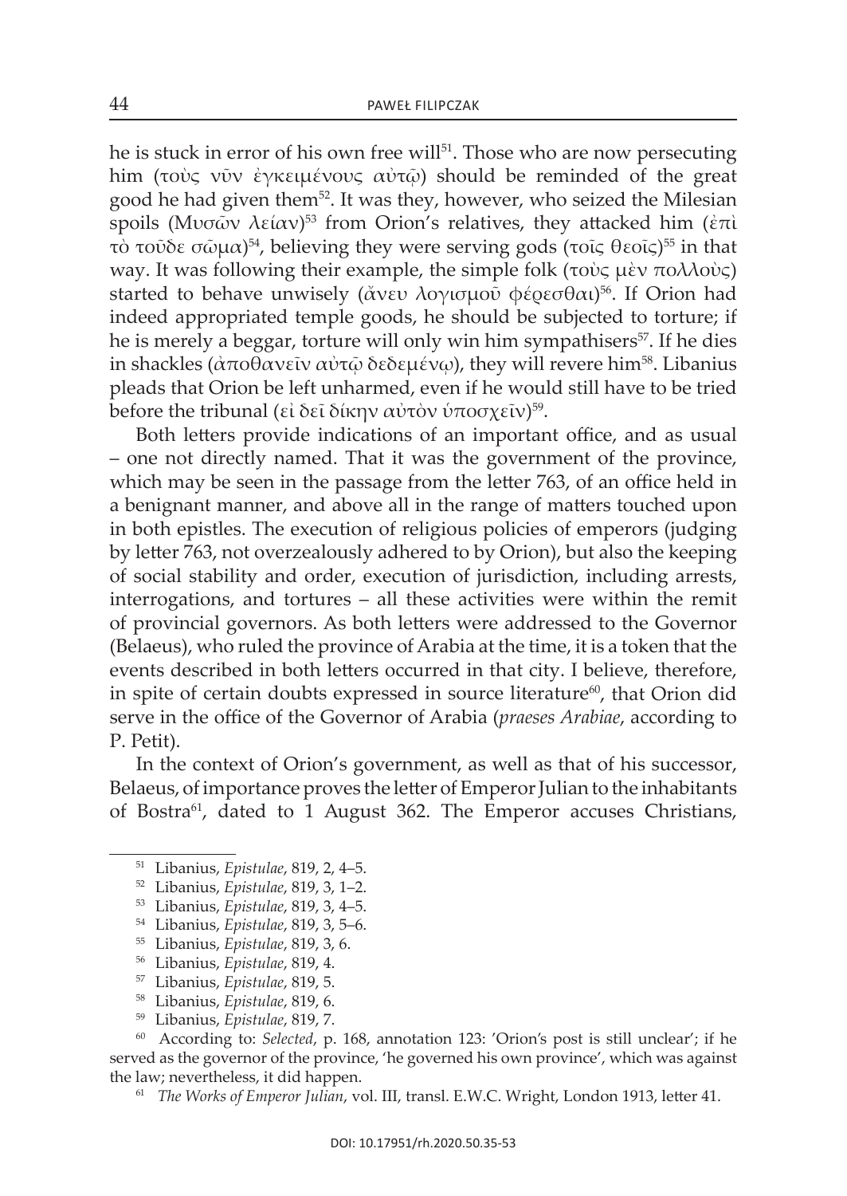he is stuck in error of his own free will[51]. Those who are now persecuting him (τοὺς νῦν ἐγκειμένους αὐτῷ) should be reminded of the great good he had given them[52]. It was they, however, who seized the Milesian spoils (Μυσῶν λείαν)[53] from Orion's relatives, they attacked him (ἐπὶ τὸ τοῦδε σῶμα)[54], believing they were serving gods (τοῖς θεοῖς)[55] in that way. It was following their example, the simple folk (τοὺς μὲν πολλοὺς) started to behave unwisely (ἄνευ λογισμοῦ φέρεσθαι)[56]. If Orion had indeed appropriated temple goods, he should be subjected to torture; if he is merely a beggar, torture will only win him sympathisers[57]. If he dies in shackles (ἀποθανεῖν αὐτῷ δεδεμένῳ), they will revere him[58]. Libanius pleads that Orion be left unharmed, even if he would still have to be tried before the tribunal (εἰ δεῖ δίκην αὐτὸν ὑποσχεῖν)[59].

Both letters provide indications of an important office, and as usual – one not directly named. That it was the government of the province, which may be seen in the passage from the letter 763, of an office held in a benignant manner, and above all in the range of matters touched upon in both epistles. The execution of religious policies of emperors (judging by letter 763, not overzealously adhered to by Orion), but also the keeping of social stability and order, execution of jurisdiction, including arrests, interrogations, and tortures – all these activities were within the remit of provincial governors. As both letters were addressed to the Governor (Belaeus), who ruled the province of Arabia at the time, it is a token that the events described in both letters occurred in that city. I believe, therefore, in spite of certain doubts expressed in source literature[60], that Orion did serve in the office of the Governor of Arabia (*praeses Arabiae*, according to P. Petit).

In the context of Orion's government, as well as that of his successor, Belaeus, of importance proves the letter of Emperor Julian to the inhabitants of Bostra[61], dated to 1 August 362. The Emperor accuses Christians,

---

[51] Libanius, *Epistulae*, 819, 2, 4–5.

[52] Libanius, *Epistulae*, 819, 3, 1–2.

[53] Libanius, *Epistulae*, 819, 3, 4–5.

[54] Libanius, *Epistulae*, 819, 3, 5–6.

[55] Libanius, *Epistulae*, 819, 3, 6.

[56] Libanius, *Epistulae*, 819, 4.

[57] Libanius, *Epistulae*, 819, 5.

[58] Libanius, *Epistulae*, 819, 6.

[59] Libanius, *Epistulae*, 819, 7.

[60] According to: *Selected*, p. 168, annotation 123: 'Orion's post is still unclear'; if he served as the governor of the province, 'he governed his own province', which was against the law; nevertheless, it did happen.

[61] *The Works of Emperor Julian*, vol. III, transl. E.W.C. Wright, London 1913, letter 41.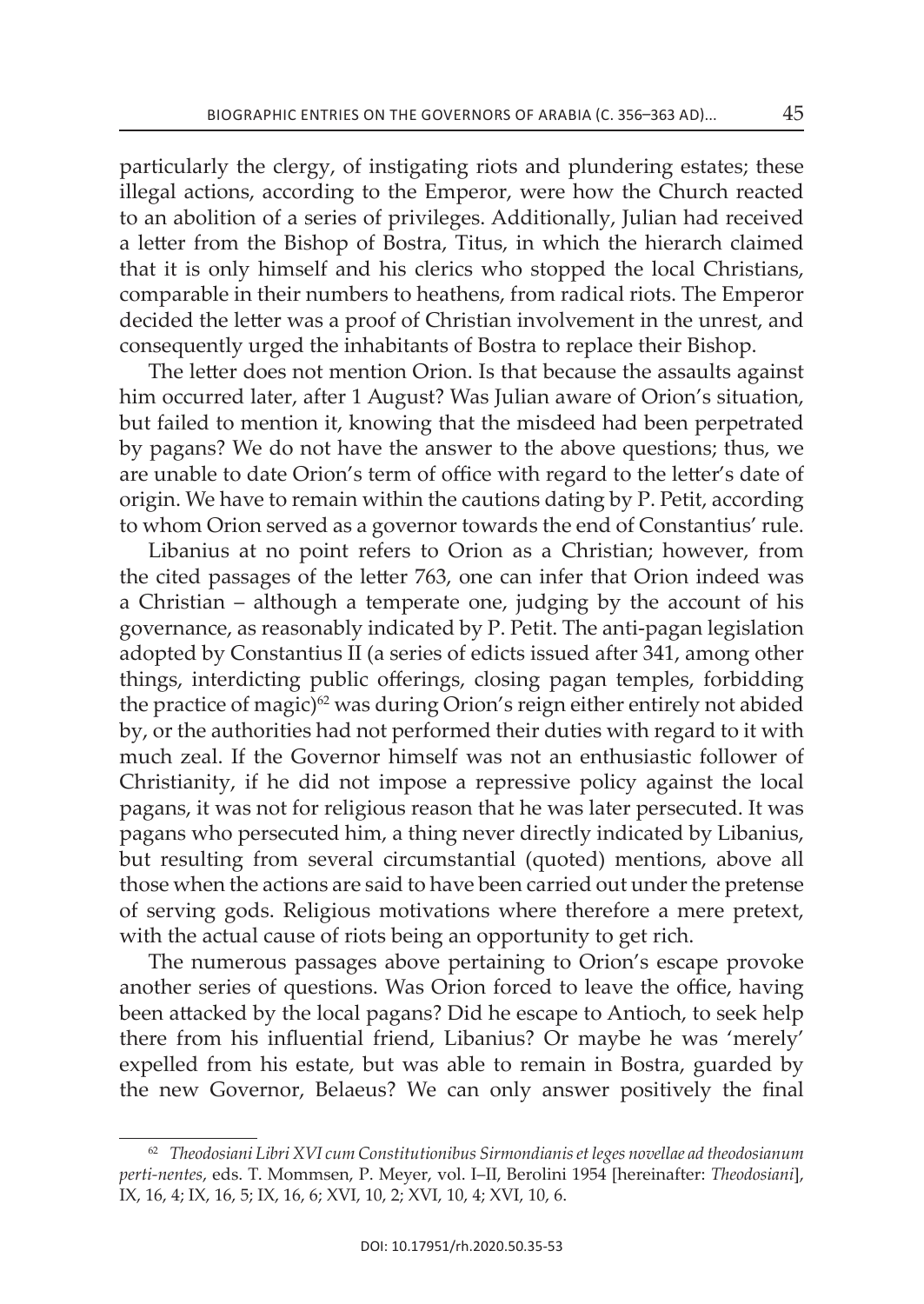particularly the clergy, of instigating riots and plundering estates; these illegal actions, according to the Emperor, were how the Church reacted to an abolition of a series of privileges. Additionally, Julian had received a letter from the Bishop of Bostra, Titus, in which the hierarch claimed that it is only himself and his clerics who stopped the local Christians, comparable in their numbers to heathens, from radical riots. The Emperor decided the letter was a proof of Christian involvement in the unrest, and consequently urged the inhabitants of Bostra to replace their Bishop.

The letter does not mention Orion. Is that because the assaults against him occurred later, after 1 August? Was Julian aware of Orion's situation, but failed to mention it, knowing that the misdeed had been perpetrated by pagans? We do not have the answer to the above questions; thus, we are unable to date Orion's term of office with regard to the letter's date of origin. We have to remain within the cautions dating by P. Petit, according to whom Orion served as a governor towards the end of Constantius' rule.

Libanius at no point refers to Orion as a Christian; however, from the cited passages of the letter 763, one can infer that Orion indeed was a Christian – although a temperate one, judging by the account of his governance, as reasonably indicated by P. Petit. The anti-pagan legislation adopted by Constantius II (a series of edicts issued after 341, among other things, interdicting public offerings, closing pagan temples, forbidding the practice of magic)[62] was during Orion's reign either entirely not abided by, or the authorities had not performed their duties with regard to it with much zeal. If the Governor himself was not an enthusiastic follower of Christianity, if he did not impose a repressive policy against the local pagans, it was not for religious reason that he was later persecuted. It was pagans who persecuted him, a thing never directly indicated by Libanius, but resulting from several circumstantial (quoted) mentions, above all those when the actions are said to have been carried out under the pretense of serving gods. Religious motivations where therefore a mere pretext, with the actual cause of riots being an opportunity to get rich.

The numerous passages above pertaining to Orion's escape provoke another series of questions. Was Orion forced to leave the office, having been attacked by the local pagans? Did he escape to Antioch, to seek help there from his influential friend, Libanius? Or maybe he was 'merely' expelled from his estate, but was able to remain in Bostra, guarded by the new Governor, Belaeus? We can only answer positively the final

---

[62] *Theodosiani Libri XVI cum Constitutionibus Sirmondianis et leges novellae ad theodosianum perti-nentes*, eds. T. Mommsen, P. Meyer, vol. I–II, Berolini 1954 [hereinafter: *Theodosiani*], IX, 16, 4; IX, 16, 5; IX, 16, 6; XVI, 10, 2; XVI, 10, 4; XVI, 10, 6.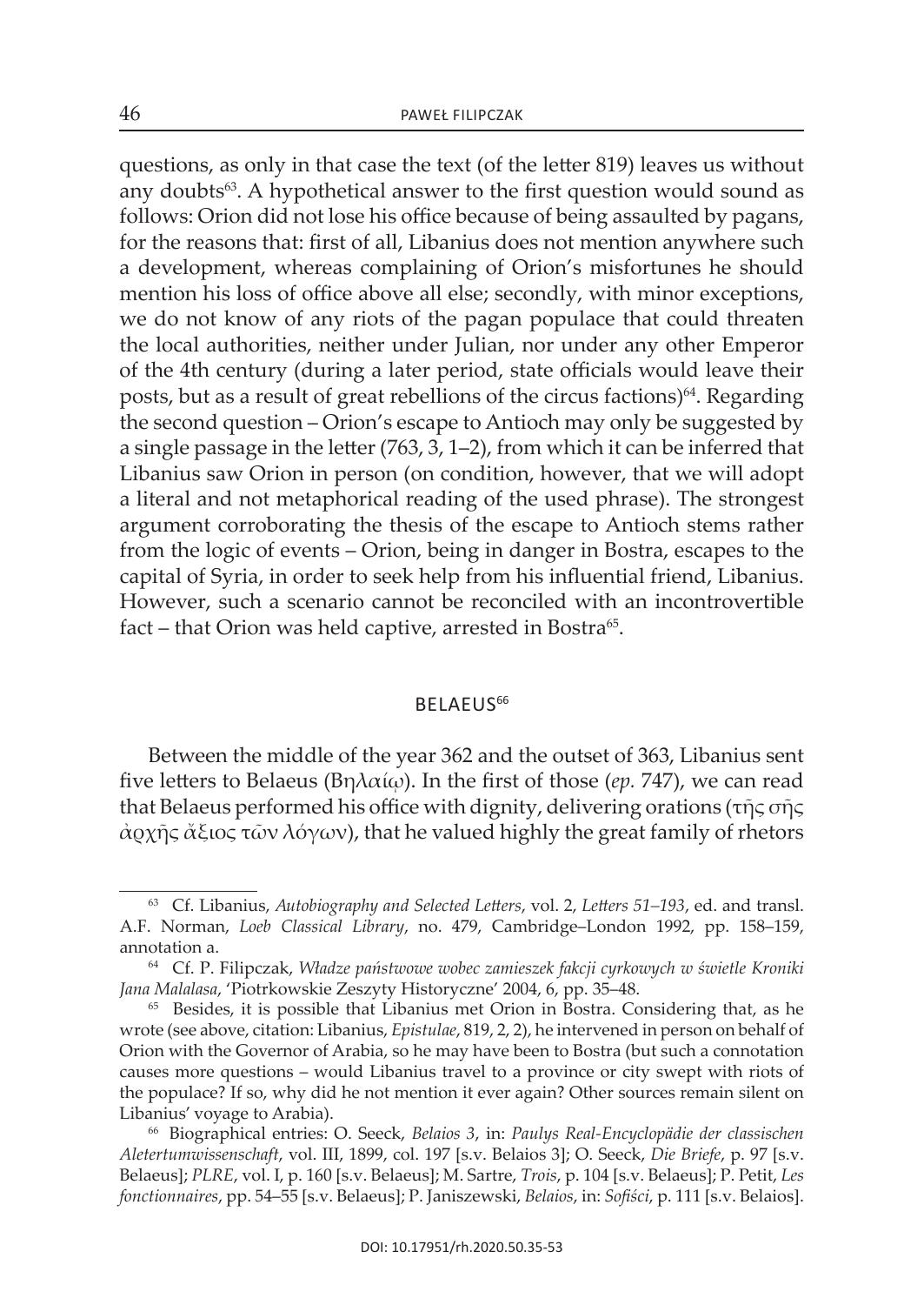questions, as only in that case the text (of the letter 819) leaves us without any doubts[63]. A hypothetical answer to the first question would sound as follows: Orion did not lose his office because of being assaulted by pagans, for the reasons that: first of all, Libanius does not mention anywhere such a development, whereas complaining of Orion's misfortunes he should mention his loss of office above all else; secondly, with minor exceptions, we do not know of any riots of the pagan populace that could threaten the local authorities, neither under Julian, nor under any other Emperor of the 4th century (during a later period, state officials would leave their posts, but as a result of great rebellions of the circus factions)[64]. Regarding the second question – Orion's escape to Antioch may only be suggested by a single passage in the letter (763, 3, 1–2), from which it can be inferred that Libanius saw Orion in person (on condition, however, that we will adopt a literal and not metaphorical reading of the used phrase). The strongest argument corroborating the thesis of the escape to Antioch stems rather from the logic of events – Orion, being in danger in Bostra, escapes to the capital of Syria, in order to seek help from his influential friend, Libanius. However, such a scenario cannot be reconciled with an incontrovertible fact – that Orion was held captive, arrested in Bostra[65].

## Belaeus[66]

Between the middle of the year 362 and the outset of 363, Libanius sent five letters to Belaeus (Βηλαίῳ). In the first of those (*ep*. 747), we can read that Belaeus performed his office with dignity, delivering orations (τῆς σῆς ἀρχῆς ἄξιος τῶν λόγων), that he valued highly the great family of rhetors

---

[63] Cf. Libanius, *Autobiography and Selected Letters*, vol. 2, *Letters 51–193*, ed. and transl. A.F. Norman, *Loeb Classical Library*, no. 479, Cambridge–London 1992, pp. 158–159, annotation a.

[64] Cf. P. Filipczak, *Władze państwowe wobec zamieszek fakcji cyrkowych w świetle Kroniki Jana Malalasa*, 'Piotrkowskie Zeszyty Historyczne' 2004, 6, pp. 35–48.

[65] Besides, it is possible that Libanius met Orion in Bostra. Considering that, as he wrote (see above, citation: Libanius, *Epistulae*, 819, 2, 2), he intervened in person on behalf of Orion with the Governor of Arabia, so he may have been to Bostra (but such a connotation causes more questions – would Libanius travel to a province or city swept with riots of the populace? If so, why did he not mention it ever again? Other sources remain silent on Libanius' voyage to Arabia).

[66] Biographical entries: O. Seeck, *Belaios 3*, in: *Paulys Real-Encyclopädie der classischen Aletertumwissenschaft*, vol. III, 1899, col. 197 [s.v. Belaios 3]; O. Seeck, *Die Briefe*, p. 97 [s.v. Belaeus]; *PLRE*, vol. I, p. 160 [s.v. Belaeus]; M. Sartre, *Trois*, p. 104 [s.v. Belaeus]; P. Petit, *Les fonctionnaires*, pp. 54–55 [s.v. Belaeus]; P. Janiszewski, *Belaios*, in: *Sofiści*, p. 111 [s.v. Belaios].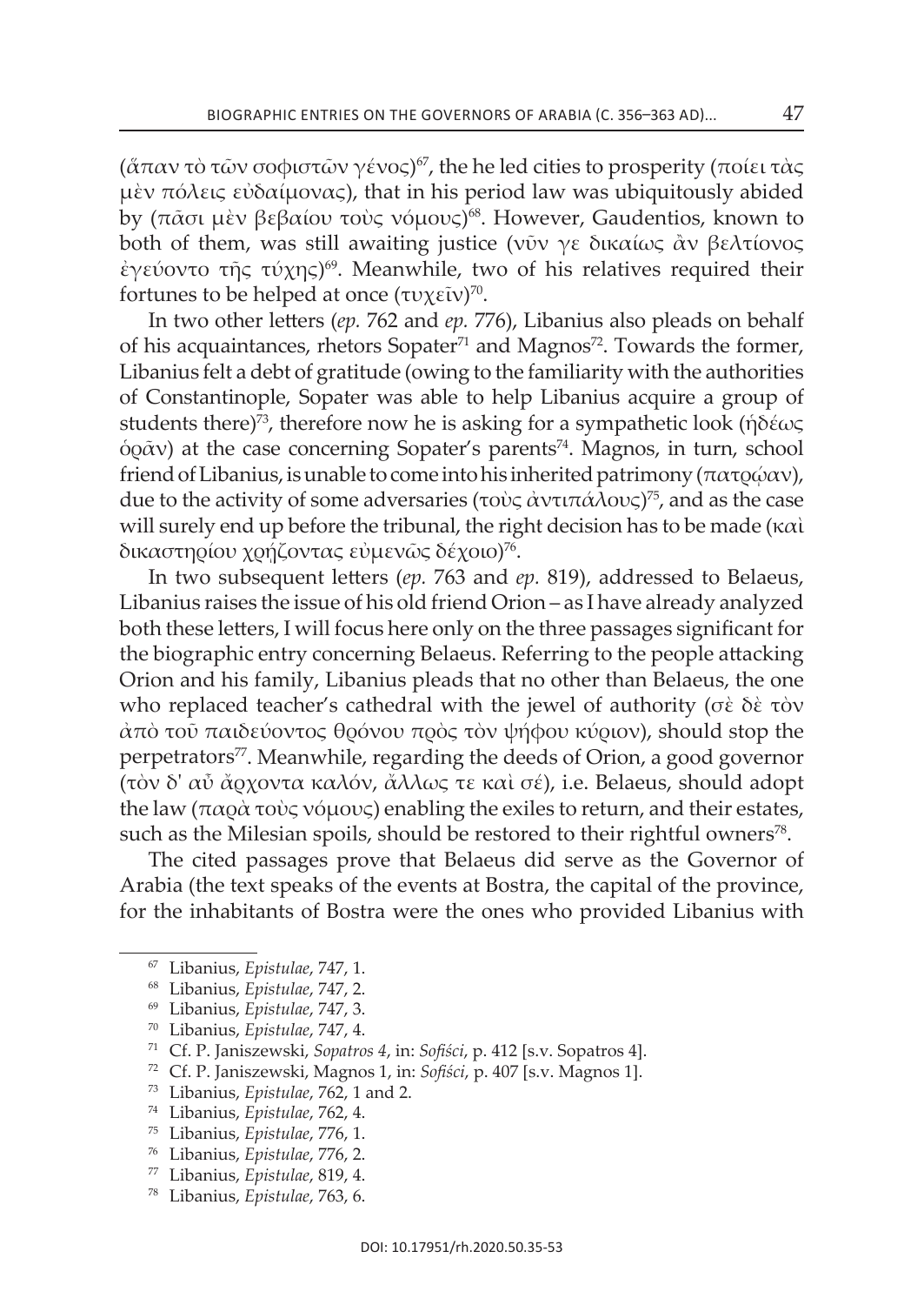(ἅπαν τὸ τῶν σοφιστῶν γένος)[67], the he led cities to prosperity (ποίει τὰς μὲν πόλεις εὐδαίμονας), that in his period law was ubiquitously abided by (πᾶσι μὲν βεβαίου τοὺς νόμους)[68]. However, Gaudentios, known to both of them, was still awaiting justice (νῦν γε δικαίως ἂν βελτίονος ἐγεύοντο τῆς τύχης)[69]. Meanwhile, two of his relatives required their fortunes to be helped at once (τυχεῖν)[70].

In two other letters (*ep.* 762 and *ep.* 776), Libanius also pleads on behalf of his acquaintances, rhetors Sopater[71] and Magnos[72]. Towards the former, Libanius felt a debt of gratitude (owing to the familiarity with the authorities of Constantinople, Sopater was able to help Libanius acquire a group of students there)[73], therefore now he is asking for a sympathetic look (ἡδέως ὁρᾶν) at the case concerning Sopater's parents[74]. Magnos, in turn, school friend of Libanius, is unable to come into his inherited patrimony (πατρῴαν), due to the activity of some adversaries (τοὺς ἀντιπάλους)[75], and as the case will surely end up before the tribunal, the right decision has to be made (καὶ δικαστηρίου χρῄζοντας εὐμενῶς δέχοιο)[76].

In two subsequent letters (*ep.* 763 and *ep.* 819), addressed to Belaeus, Libanius raises the issue of his old friend Orion – as I have already analyzed both these letters, I will focus here only on the three passages significant for the biographic entry concerning Belaeus. Referring to the people attacking Orion and his family, Libanius pleads that no other than Belaeus, the one who replaced teacher's cathedral with the jewel of authority (σὲ δὲ τὸν ἀπὸ τοῦ παιδεύοντος θρόνου πρὸς τὸν ψήφου κύριον), should stop the perpetrators[77]. Meanwhile, regarding the deeds of Orion, a good governor (τὸν δ' αὖ ἄρχοντα καλόν, ἄλλως τε καὶ σέ), i.e. Belaeus, should adopt the law (παρὰ τοὺς νόμους) enabling the exiles to return, and their estates, such as the Milesian spoils, should be restored to their rightful owners[78].

The cited passages prove that Belaeus did serve as the Governor of Arabia (the text speaks of the events at Bostra, the capital of the province, for the inhabitants of Bostra were the ones who provided Libanius with

---

[67] Libanius, *Epistulae*, 747, 1.

[68] Libanius, *Epistulae*, 747, 2.

[69] Libanius, *Epistulae*, 747, 3.

[70] Libanius, *Epistulae*, 747, 4.

[71] Cf. P. Janiszewski, *Sopatros 4*, in: *Sofiści*, p. 412 [s.v. Sopatros 4].

[72] Cf. P. Janiszewski, Magnos 1, in: *Sofiści*, p. 407 [s.v. Magnos 1].

[73] Libanius, *Epistulae*, 762, 1 and 2.

[74] Libanius, *Epistulae*, 762, 4.

[75] Libanius, *Epistulae*, 776, 1.

[76] Libanius, *Epistulae*, 776, 2.

[77] Libanius, *Epistulae*, 819, 4.

[78] Libanius, *Epistulae*, 763, 6.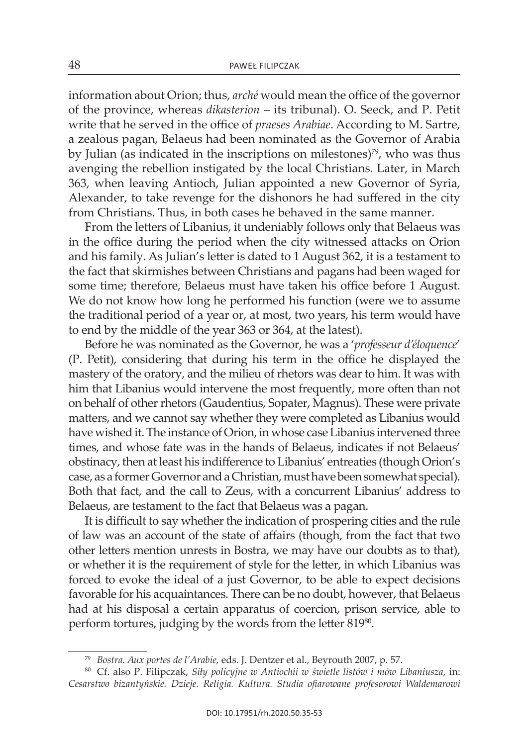information about Orion; thus, *arché* would mean the office of the governor of the province, whereas *dikasterion* – its tribunal). O. Seeck, and P. Petit write that he served in the office of *praeses Arabiae*. According to M. Sartre, a zealous pagan, Belaeus had been nominated as the Governor of Arabia by Julian (as indicated in the inscriptions on milestones)[79], who was thus avenging the rebellion instigated by the local Christians. Later, in March 363, when leaving Antioch, Julian appointed a new Governor of Syria, Alexander, to take revenge for the dishonors he had suffered in the city from Christians. Thus, in both cases he behaved in the same manner.

From the letters of Libanius, it undeniably follows only that Belaeus was in the office during the period when the city witnessed attacks on Orion and his family. As Julian's letter is dated to 1 August 362, it is a testament to the fact that skirmishes between Christians and pagans had been waged for some time; therefore, Belaeus must have taken his office before 1 August. We do not know how long he performed his function (were we to assume the traditional period of a year or, at most, two years, his term would have to end by the middle of the year 363 or 364, at the latest).

Before he was nominated as the Governor, he was a '*professeur d'éloquence*' (P. Petit), considering that during his term in the office he displayed the mastery of the oratory, and the milieu of rhetors was dear to him. It was with him that Libanius would intervene the most frequently, more often than not on behalf of other rhetors (Gaudentius, Sopater, Magnus). These were private matters, and we cannot say whether they were completed as Libanius would have wished it. The instance of Orion, in whose case Libanius intervened three times, and whose fate was in the hands of Belaeus, indicates if not Belaeus' obstinacy, then at least his indifference to Libanius' entreaties (though Orion's case, as a former Governor and a Christian, must have been somewhat special). Both that fact, and the call to Zeus, with a concurrent Libanius' address to Belaeus, are testament to the fact that Belaeus was a pagan.

It is difficult to say whether the indication of prospering cities and the rule of law was an account of the state of affairs (though, from the fact that two other letters mention unrests in Bostra, we may have our doubts as to that), or whether it is the requirement of style for the letter, in which Libanius was forced to evoke the ideal of a just Governor, to be able to expect decisions favorable for his acquaintances. There can be no doubt, however, that Belaeus had at his disposal a certain apparatus of coercion, prison service, able to perform tortures, judging by the words from the letter 819[80].

---

[79] *Bostra. Aux portes de l'Arabie,* eds. J. Dentzer et al., Beyrouth 2007, p. 57.

[80] Cf. also P. Filipczak, *Siły policyjne w Antiochii w świetle listów i mów Libaniusza*, in: *Cesarstwo bizantyńskie. Dzieje. Religia. Kultura. Studia ofiarowane profesorowi Waldemarowi*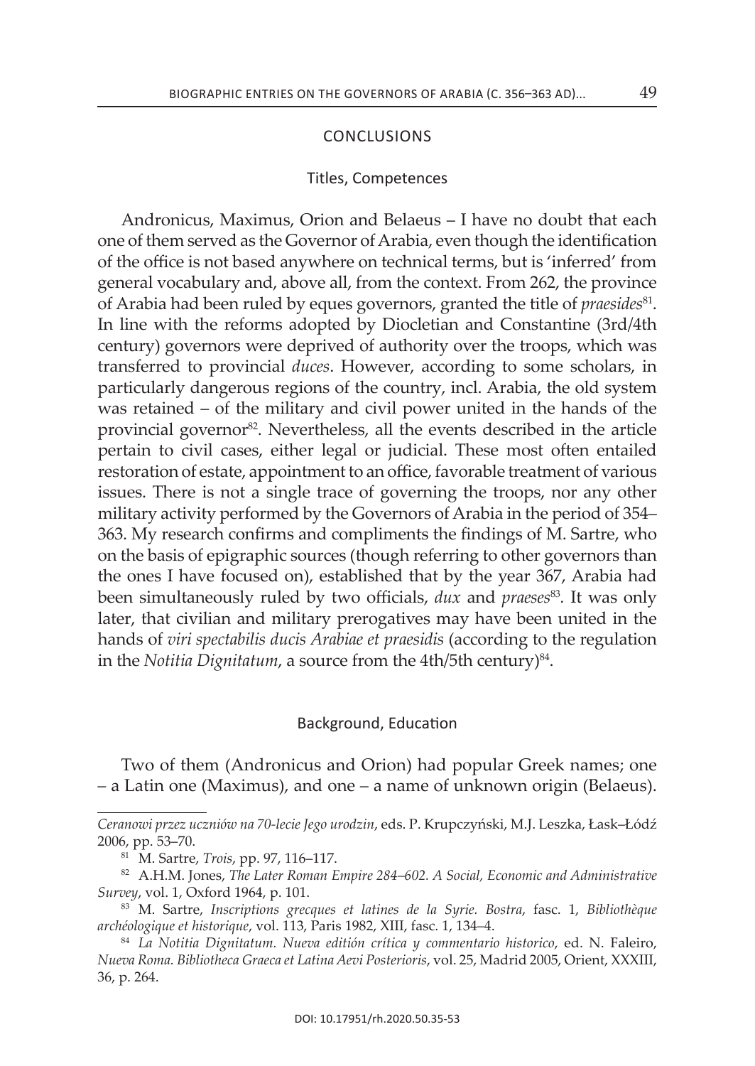## CONCLUSIONS

### Titles, Competences

Andronicus, Maximus, Orion and Belaeus – I have no doubt that each one of them served as the Governor of Arabia, even though the identification of the office is not based anywhere on technical terms, but is 'inferred' from general vocabulary and, above all, from the context. From 262, the province of Arabia had been ruled by eques governors, granted the title of *praesides*[81]. In line with the reforms adopted by Diocletian and Constantine (3rd/4th century) governors were deprived of authority over the troops, which was transferred to provincial *duces*. However, according to some scholars, in particularly dangerous regions of the country, incl. Arabia, the old system was retained – of the military and civil power united in the hands of the provincial governor[82]. Nevertheless, all the events described in the article pertain to civil cases, either legal or judicial. These most often entailed restoration of estate, appointment to an office, favorable treatment of various issues. There is not a single trace of governing the troops, nor any other military activity performed by the Governors of Arabia in the period of 354–363. My research confirms and compliments the findings of M. Sartre, who on the basis of epigraphic sources (though referring to other governors than the ones I have focused on), established that by the year 367, Arabia had been simultaneously ruled by two officials, *dux* and *praeses*[83]. It was only later, that civilian and military prerogatives may have been united in the hands of *viri spectabilis ducis Arabiae et praesidis* (according to the regulation in the *Notitia Dignitatum*, a source from the 4th/5th century)[84].

### Background, Education

Two of them (Andronicus and Orion) had popular Greek names; one – a Latin one (Maximus), and one – a name of unknown origin (Belaeus).

---

*Ceranowi przez uczniów na 70-lecie Jego urodzin*, eds. P. Krupczyński, M.J. Leszka, Łask–Łódź 2006, pp. 53–70.

[81] M. Sartre, *Trois*, pp. 97, 116–117.

[82] A.H.M. Jones, *The Later Roman Empire 284–602. A Social, Economic and Administrative Survey*, vol. 1, Oxford 1964, p. 101.

[83] M. Sartre, *Inscriptions grecques et latines de la Syrie. Bostra*, fasc. 1, *Bibliothèque archéologique et historique*, vol. 113, Paris 1982, XIII, fasc. 1, 134–4.

[84] *La Notitia Dignitatum. Nueva editión crítica y commentario historico*, ed. N. Faleiro, *Nueva Roma. Bibliotheca Graeca et Latina Aevi Posterioris*, vol. 25, Madrid 2005, Orient, XXXIII, 36, p. 264.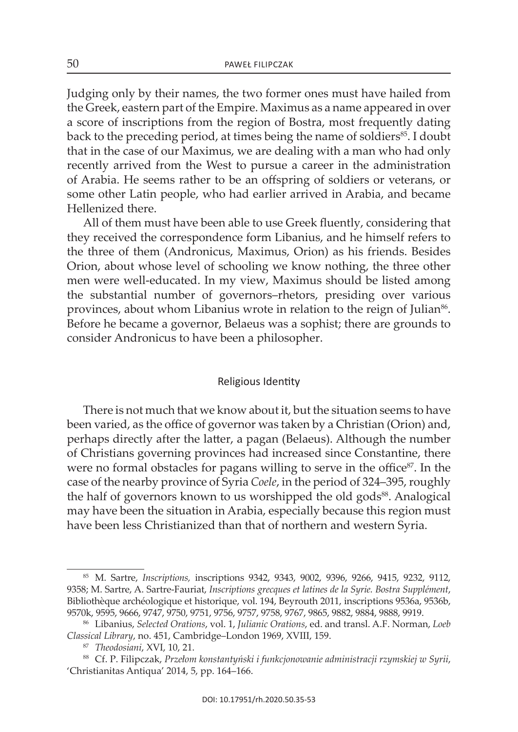Judging only by their names, the two former ones must have hailed from the Greek, eastern part of the Empire. Maximus as a name appeared in over a score of inscriptions from the region of Bostra, most frequently dating back to the preceding period, at times being the name of soldiers[85]. I doubt that in the case of our Maximus, we are dealing with a man who had only recently arrived from the West to pursue a career in the administration of Arabia. He seems rather to be an offspring of soldiers or veterans, or some other Latin people, who had earlier arrived in Arabia, and became Hellenized there.

All of them must have been able to use Greek fluently, considering that they received the correspondence form Libanius, and he himself refers to the three of them (Andronicus, Maximus, Orion) as his friends. Besides Orion, about whose level of schooling we know nothing, the three other men were well-educated. In my view, Maximus should be listed among the substantial number of governors–rhetors, presiding over various provinces, about whom Libanius wrote in relation to the reign of Julian[86]. Before he became a governor, Belaeus was a sophist; there are grounds to consider Andronicus to have been a philosopher.

## Religious Identity

There is not much that we know about it, but the situation seems to have been varied, as the office of governor was taken by a Christian (Orion) and, perhaps directly after the latter, a pagan (Belaeus). Although the number of Christians governing provinces had increased since Constantine, there were no formal obstacles for pagans willing to serve in the office[87]. In the case of the nearby province of Syria *Coele*, in the period of 324–395, roughly the half of governors known to us worshipped the old gods[88]. Analogical may have been the situation in Arabia, especially because this region must have been less Christianized than that of northern and western Syria.

---

[85] M. Sartre, *Inscriptions,* inscriptions 9342, 9343, 9002, 9396, 9266, 9415, 9232, 9112, 9358; M. Sartre, A. Sartre-Fauriat, *Inscriptions grecques et latines de la Syrie. Bostra Supplément*, Bibliothèque archéologique et historique, vol. 194, Beyrouth 2011, inscriptions 9536a, 9536b, 9570k, 9595, 9666, 9747, 9750, 9751, 9756, 9757, 9758, 9767, 9865, 9882, 9884, 9888, 9919.

[86] Libanius, *Selected Orations*, vol. 1, *Julianic Orations*, ed. and transl. A.F. Norman, *Loeb Classical Library*, no. 451, Cambridge–London 1969, XVIII, 159.

[87] *Theodosiani*, XVI, 10, 21.

[88] Cf. P. Filipczak, *Przełom konstantyński i funkcjonowanie administracji rzymskiej w Syrii*, 'Christianitas Antiqua' 2014, 5, pp. 164–166.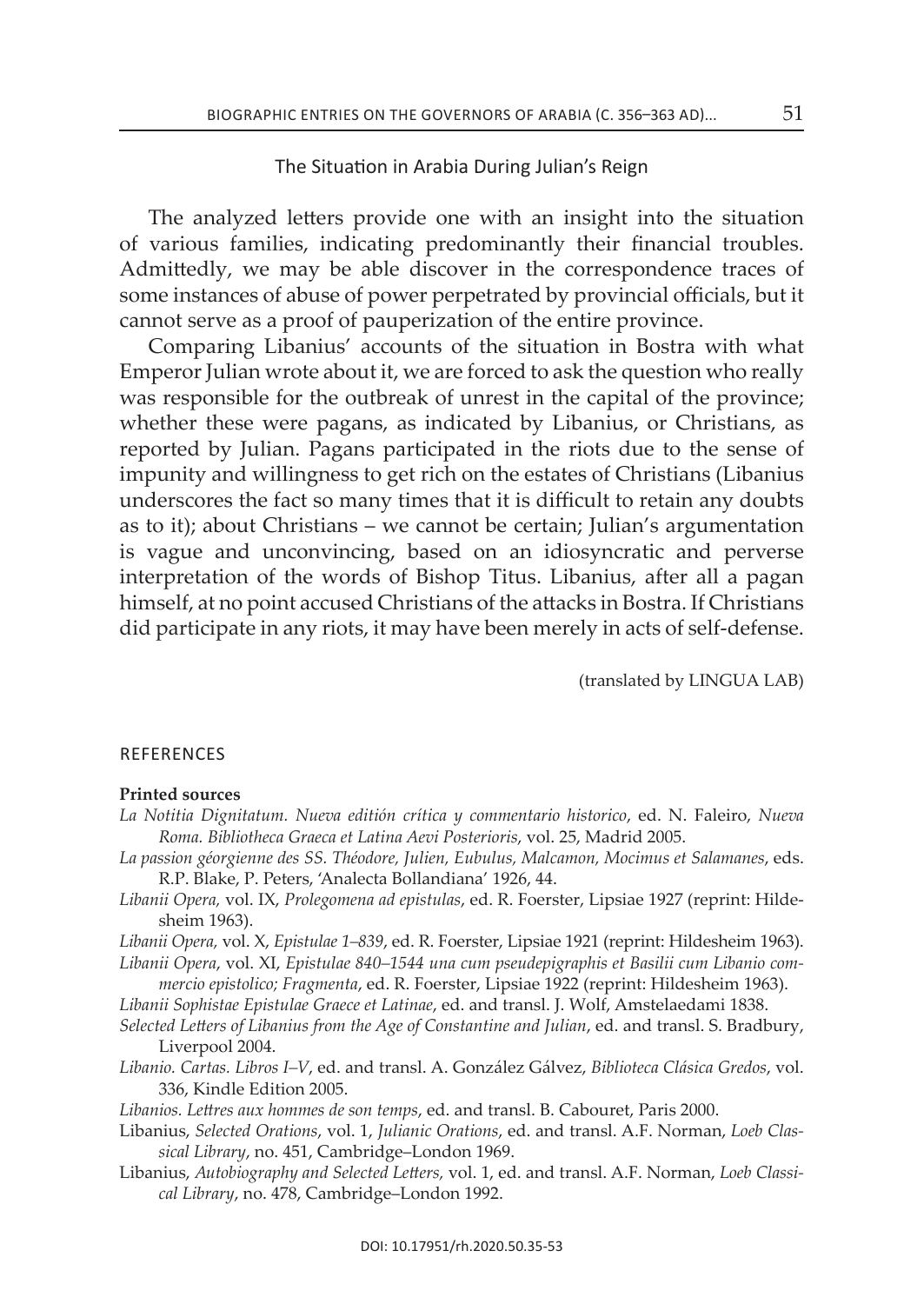## The Situation in Arabia During Julian's Reign

The analyzed letters provide one with an insight into the situation of various families, indicating predominantly their financial troubles. Admittedly, we may be able discover in the correspondence traces of some instances of abuse of power perpetrated by provincial officials, but it cannot serve as a proof of pauperization of the entire province.

Comparing Libanius' accounts of the situation in Bostra with what Emperor Julian wrote about it, we are forced to ask the question who really was responsible for the outbreak of unrest in the capital of the province; whether these were pagans, as indicated by Libanius, or Christians, as reported by Julian. Pagans participated in the riots due to the sense of impunity and willingness to get rich on the estates of Christians (Libanius underscores the fact so many times that it is difficult to retain any doubts as to it); about Christians – we cannot be certain; Julian's argumentation is vague and unconvincing, based on an idiosyncratic and perverse interpretation of the words of Bishop Titus. Libanius, after all a pagan himself, at no point accused Christians of the attacks in Bostra. If Christians did participate in any riots, it may have been merely in acts of self-defense.

(translated by LINGUA LAB)

## REFERENCES

**Printed sources**

*La Notitia Dignitatum. Nueva editión crítica y commentario historico*, ed. N. Faleiro, *Nueva Roma. Bibliotheca Graeca et Latina Aevi Posterioris*, vol. 25, Madrid 2005.

*La passion géorgienne des SS. Théodore, Julien, Eubulus, Malcamon, Mocimus et Salamanes*, eds. R.P. Blake, P. Peters, 'Analecta Bollandiana' 1926, 44.

*Libanii Opera,* vol. IX, *Prolegomena ad epistulas*, ed. R. Foerster, Lipsiae 1927 (reprint: Hildesheim 1963).

*Libanii Opera,* vol. X, *Epistulae 1–839*, ed. R. Foerster, Lipsiae 1921 (reprint: Hildesheim 1963).

*Libanii Opera*, vol. XI, *Epistulae 840–1544 una cum pseudepigraphis et Basilii cum Libanio commercio epistolico; Fragmenta*, ed. R. Foerster, Lipsiae 1922 (reprint: Hildesheim 1963).

*Libanii Sophistae Epistulae Graece et Latinae*, ed. and transl. J. Wolf, Amstelaedami 1838.

*Selected Letters of Libanius from the Age of Constantine and Julian*, ed. and transl. S. Bradbury, Liverpool 2004.

*Libanio. Cartas. Libros I–V*, ed. and transl. A. González Gálvez, *Biblioteca Clásica Gredos*, vol. 336, Kindle Edition 2005.

*Libanios. Lettres aux hommes de son temps*, ed. and transl. B. Cabouret, Paris 2000.

Libanius, *Selected Orations*, vol. 1, *Julianic Orations*, ed. and transl. A.F. Norman, *Loeb Classical Library*, no. 451, Cambridge–London 1969.

Libanius, *Autobiography and Selected Letters,* vol. 1, ed. and transl. A.F. Norman, *Loeb Classical Library*, no. 478, Cambridge–London 1992.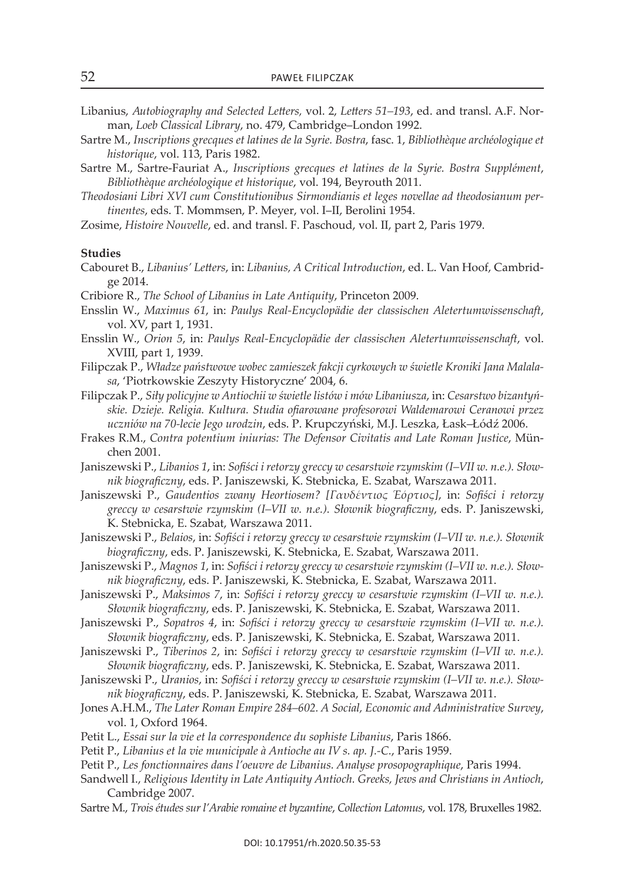Libanius, *Autobiography and Selected Letters,* vol. 2, *Letters 51–193*, ed. and transl. A.F. Norman, *Loeb Classical Library*, no. 479, Cambridge–London 1992.

Sartre M., *Inscriptions grecques et latines de la Syrie. Bostra*, fasc. 1, *Bibliothèque archéologique et historique*, vol. 113, Paris 1982.

Sartre M., Sartre-Fauriat A., *Inscriptions grecques et latines de la Syrie. Bostra Supplément*, *Bibliothèque archéologique et historique*, vol. 194, Beyrouth 2011.

*Theodosiani Libri XVI cum Constitutionibus Sirmondianis et leges novellae ad theodosianum pertinentes*, eds. T. Mommsen, P. Meyer, vol. I–II, Berolini 1954.

Zosime, *Histoire Nouvelle*, ed. and transl. F. Paschoud, vol. II, part 2, Paris 1979.

**Studies**

Cabouret B., *Libanius' Letters*, in: *Libanius, A Critical Introduction*, ed. L. Van Hoof, Cambridge 2014.

Cribiore R., *The School of Libanius in Late Antiquity*, Princeton 2009.

Ensslin W., *Maximus 61*, in: *Paulys Real-Encyclopädie der classischen Aletertumwissenschaft*, vol. XV, part 1, 1931.

Ensslin W., *Orion 5*, in: *Paulys Real-Encyclopädie der classischen Aletertumwissenschaft*, vol. XVIII, part 1, 1939.

Filipczak P., *Władze państwowe wobec zamieszek fakcji cyrkowych w świetle Kroniki Jana Malalasa*, 'Piotrkowskie Zeszyty Historyczne' 2004, 6.

Filipczak P., *Siły policyjne w Antiochii w świetle listów i mów Libaniusza*, in: *Cesarstwo bizantyńskie. Dzieje. Religia. Kultura. Studia ofiarowane profesorowi Waldemarowi Ceranowi przez uczniów na 70-lecie Jego urodzin*, eds. P. Krupczyński, M.J. Leszka, Łask–Łódź 2006.

Frakes R.M., *Contra potentium iniurias: The Defensor Civitatis and Late Roman Justice*, München 2001.

Janiszewski P., *Libanios 1*, in: *Sofiści i retorzy greccy w cesarstwie rzymskim (I–VII w. n.e.). Słownik biograficzny*, eds. P. Janiszewski, K. Stebnicka, E. Szabat, Warszawa 2011.

Janiszewski P., *Gaudentios zwany Heortiosem? [Γαυδέντιος Ἑόρτιος]*, in: *Sofiści i retorzy greccy w cesarstwie rzymskim (I–VII w. n.e.). Słownik biograficzny*, eds. P. Janiszewski, K. Stebnicka, E. Szabat, Warszawa 2011.

Janiszewski P., *Belaios*, in: *Sofiści i retorzy greccy w cesarstwie rzymskim (I–VII w. n.e.). Słownik biograficzny*, eds. P. Janiszewski, K. Stebnicka, E. Szabat, Warszawa 2011.

Janiszewski P., *Magnos 1*, in: *Sofiści i retorzy greccy w cesarstwie rzymskim (I–VII w. n.e.). Słownik biograficzny*, eds. P. Janiszewski, K. Stebnicka, E. Szabat, Warszawa 2011.

Janiszewski P., *Maksimos 7*, in: *Sofiści i retorzy greccy w cesarstwie rzymskim (I–VII w. n.e.). Słownik biograficzny*, eds. P. Janiszewski, K. Stebnicka, E. Szabat, Warszawa 2011.

Janiszewski P., *Sopatros 4*, in: *Sofiści i retorzy greccy w cesarstwie rzymskim (I–VII w. n.e.). Słownik biograficzny*, eds. P. Janiszewski, K. Stebnicka, E. Szabat, Warszawa 2011.

Janiszewski P., *Tiberinos 2*, in: *Sofiści i retorzy greccy w cesarstwie rzymskim (I–VII w. n.e.). Słownik biograficzny*, eds. P. Janiszewski, K. Stebnicka, E. Szabat, Warszawa 2011.

Janiszewski P., *Uranios*, in: *Sofiści i retorzy greccy w cesarstwie rzymskim (I–VII w. n.e.). Słownik biograficzny*, eds. P. Janiszewski, K. Stebnicka, E. Szabat, Warszawa 2011.

Jones A.H.M., *The Later Roman Empire 284–602. A Social, Economic and Administrative Survey*, vol. 1, Oxford 1964.

Petit L., *Essai sur la vie et la correspondence du sophiste Libanius*, Paris 1866.

Petit P., *Libanius et la vie municipale à Antioche au IV s. ap. J.-C.*, Paris 1959.

Petit P., *Les fonctionnaires dans l'oeuvre de Libanius. Analyse prosopographique*, Paris 1994.

Sandwell I., *Religious Identity in Late Antiquity Antioch. Greeks, Jews and Christians in Antioch*, Cambridge 2007.

Sartre M., *Trois études sur l'Arabie romaine et byzantine*, *Collection Latomus*, vol. 178, Bruxelles 1982.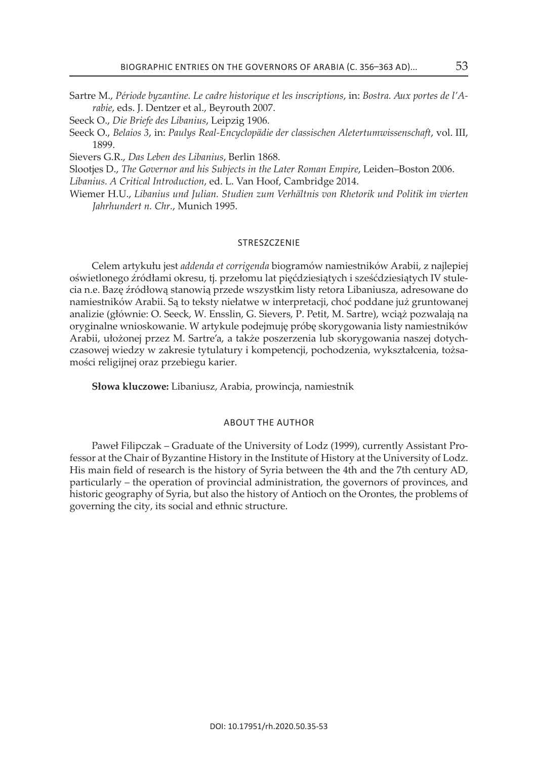Sartre M., *Période byzantine. Le cadre historique et les inscriptions*, in: *Bostra. Aux portes de l'Arabie*, eds. J. Dentzer et al., Beyrouth 2007.

Seeck O., *Die Briefe des Libanius*, Leipzig 1906.

Seeck O., *Belaios 3*, in: *Paulys Real-Encyclopädie der classischen Aletertumwissenschaft*, vol. III, 1899.

Sievers G.R., *Das Leben des Libanius*, Berlin 1868.

Slootjes D., *The Governor and his Subjects in the Later Roman Empire*, Leiden–Boston 2006.

*Libanius. A Critical Introduction*, ed. L. Van Hoof, Cambridge 2014.

Wiemer H.U., *Libanius und Julian. Studien zum Verhältnis von Rhetorik und Politik im vierten Jahrhundert n. Chr.*, Munich 1995.

## STRESZCZENIE

Celem artykułu jest *addenda et corrigenda* biogramów namiestników Arabii, z najlepiej oświetlonego źródłami okresu, tj. przełomu lat pięćdziesiątych i sześćdziesiątych IV stulecia n.e. Bazę źródłową stanowią przede wszystkim listy retora Libaniusza, adresowane do namiestników Arabii. Są to teksty niełatwe w interpretacji, choć poddane już gruntowanej analizie (głównie: O. Seeck, W. Ensslin, G. Sievers, P. Petit, M. Sartre), wciąż pozwalają na oryginalne wnioskowanie. W artykule podejmuję próbę skorygowania listy namiestników Arabii, ułożonej przez M. Sartre'a, a także poszerzenia lub skorygowania naszej dotychczasowej wiedzy w zakresie tytulatury i kompetencji, pochodzenia, wykształcenia, tożsamości religijnej oraz przebiegu karier.

**Słowa kluczowe:** Libaniusz, Arabia, prowincja, namiestnik

## ABOUT THE AUTHOR

Paweł Filipczak – Graduate of the University of Lodz (1999), currently Assistant Professor at the Chair of Byzantine History in the Institute of History at the University of Lodz. His main field of research is the history of Syria between the 4th and the 7th century AD, particularly – the operation of provincial administration, the governors of provinces, and historic geography of Syria, but also the history of Antioch on the Orontes, the problems of governing the city, its social and ethnic structure.